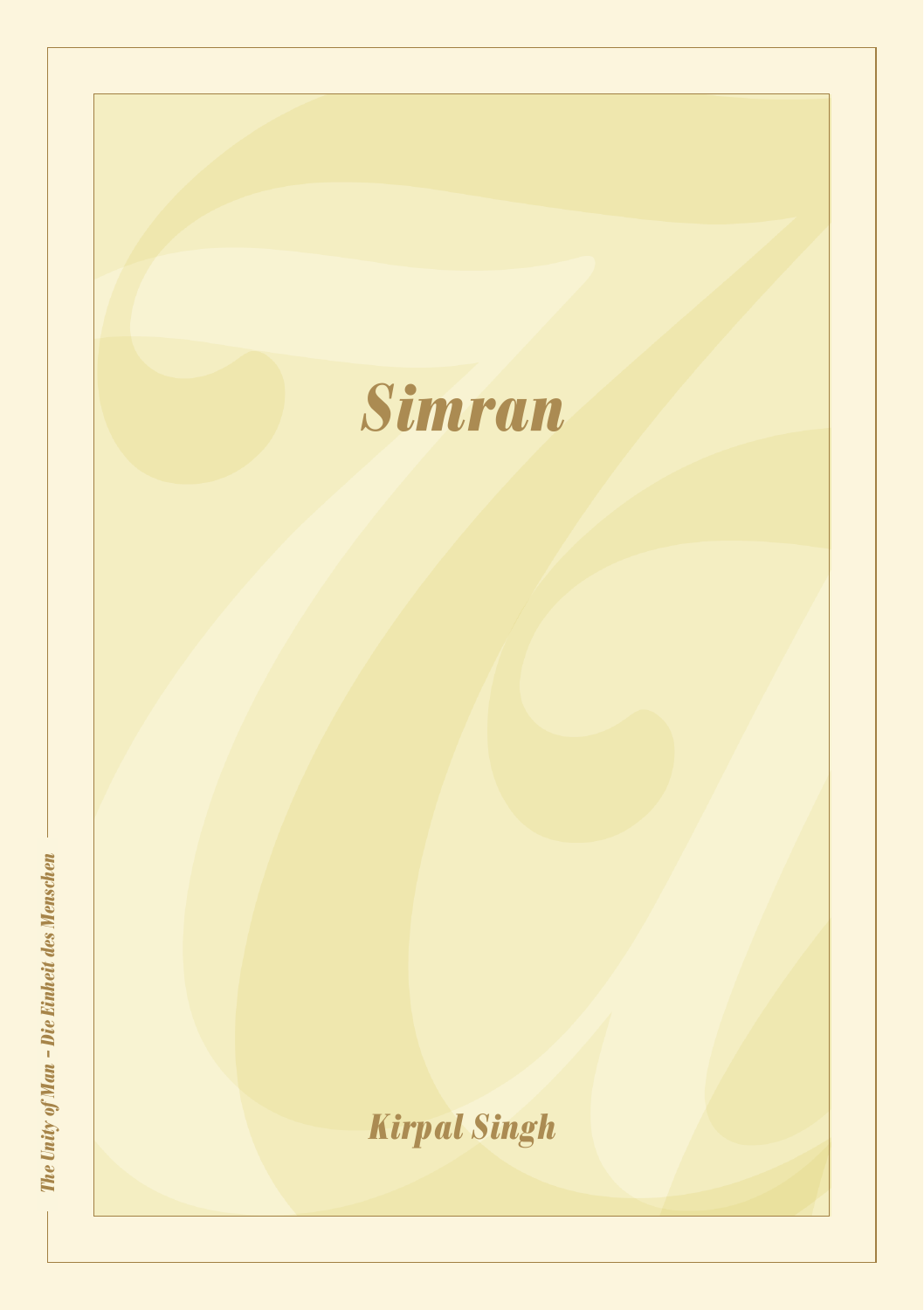# *Simran*

*Kirpal Singh*

*The Unity of Man – Die Einheit des Menschen*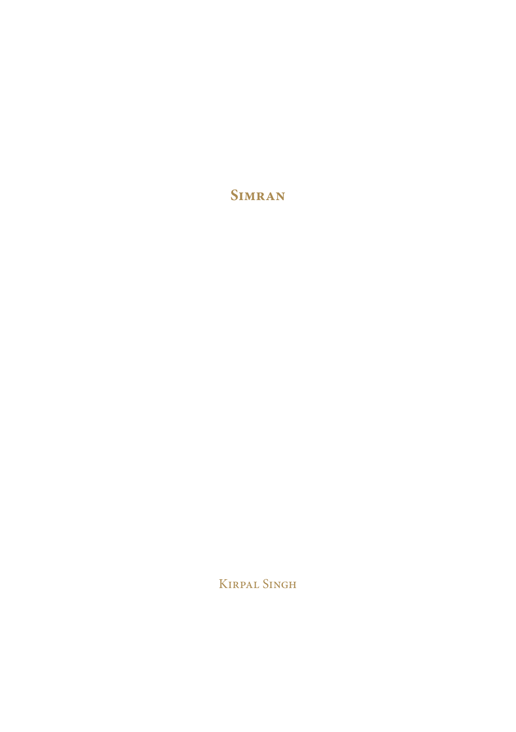# Simran

Kirpal Singh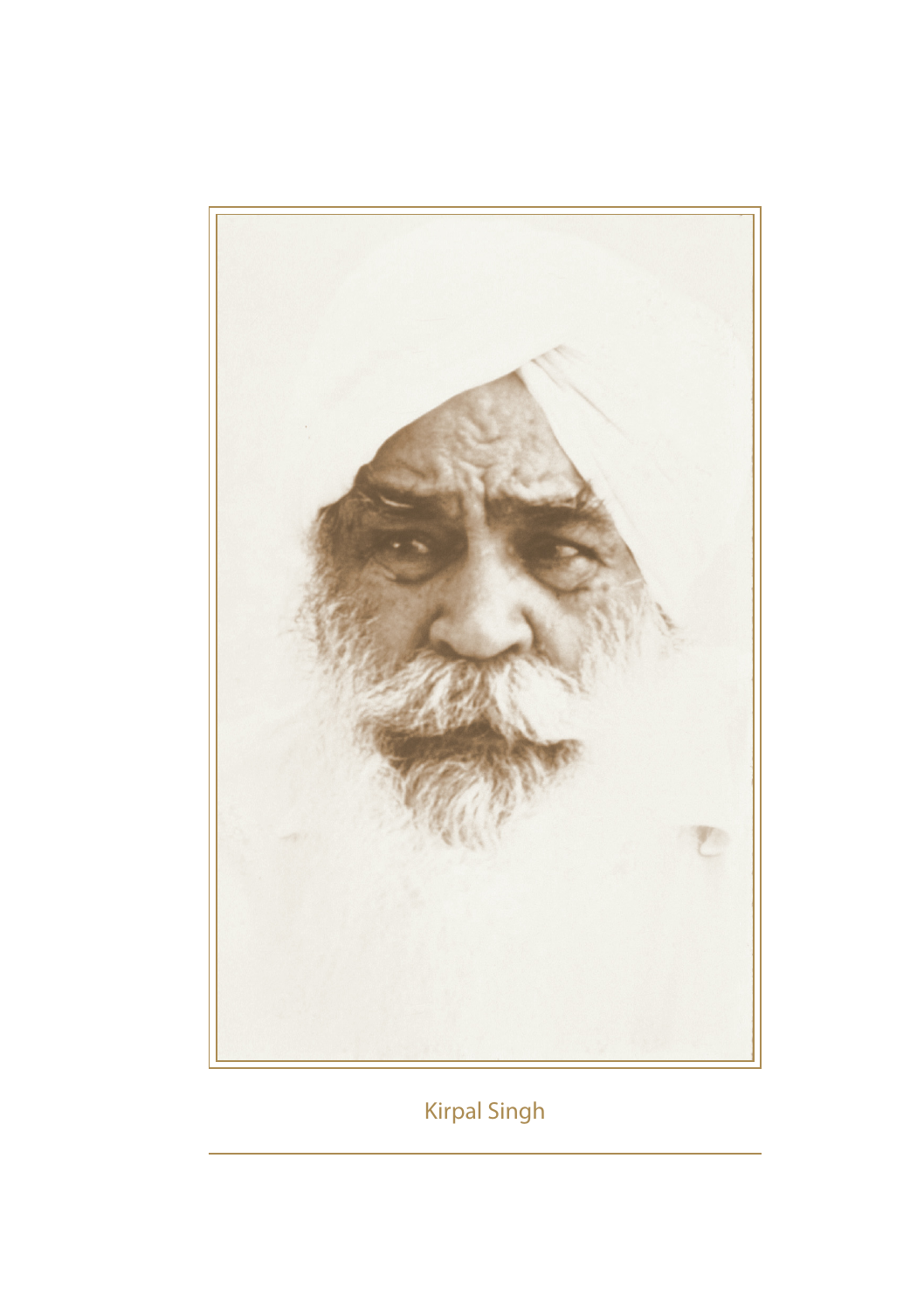Kirpal Singh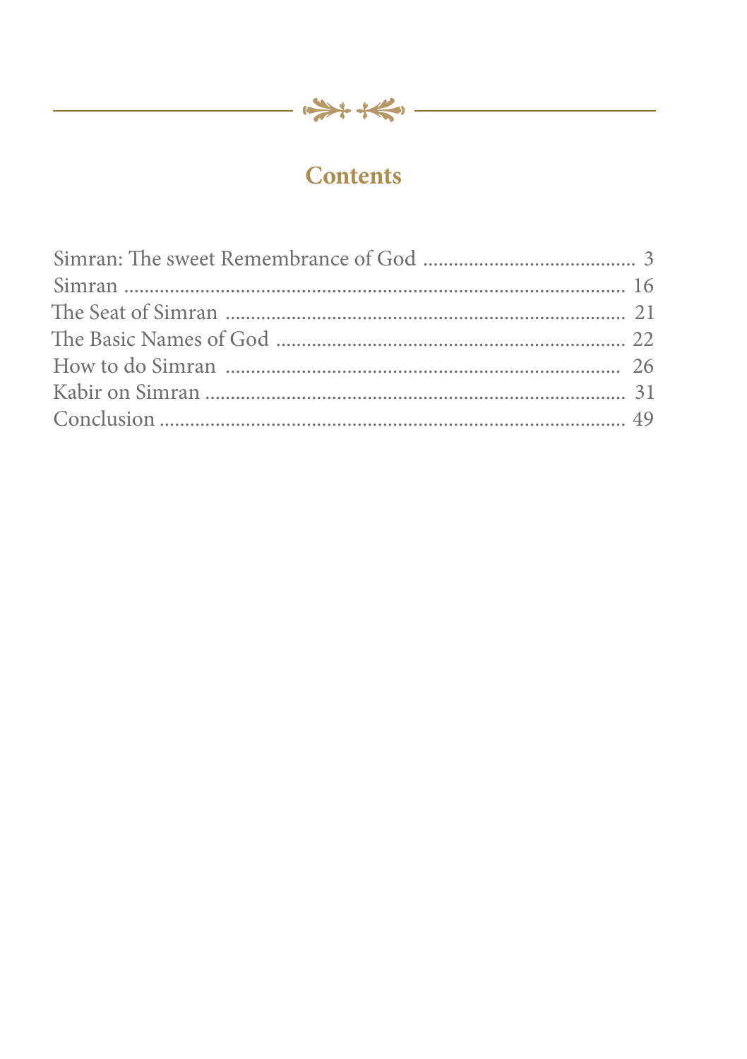## Contents

| | |
|---|---|
| Simran: The sweet Remembrance of God | 3 |
| Simran | 16 |
| The Seat of Simran | 21 |
| The Basic Names of God | 22 |
| How to do Simran | 26 |
| Kabir on Simran | 31 |
| Conclusion | 49 |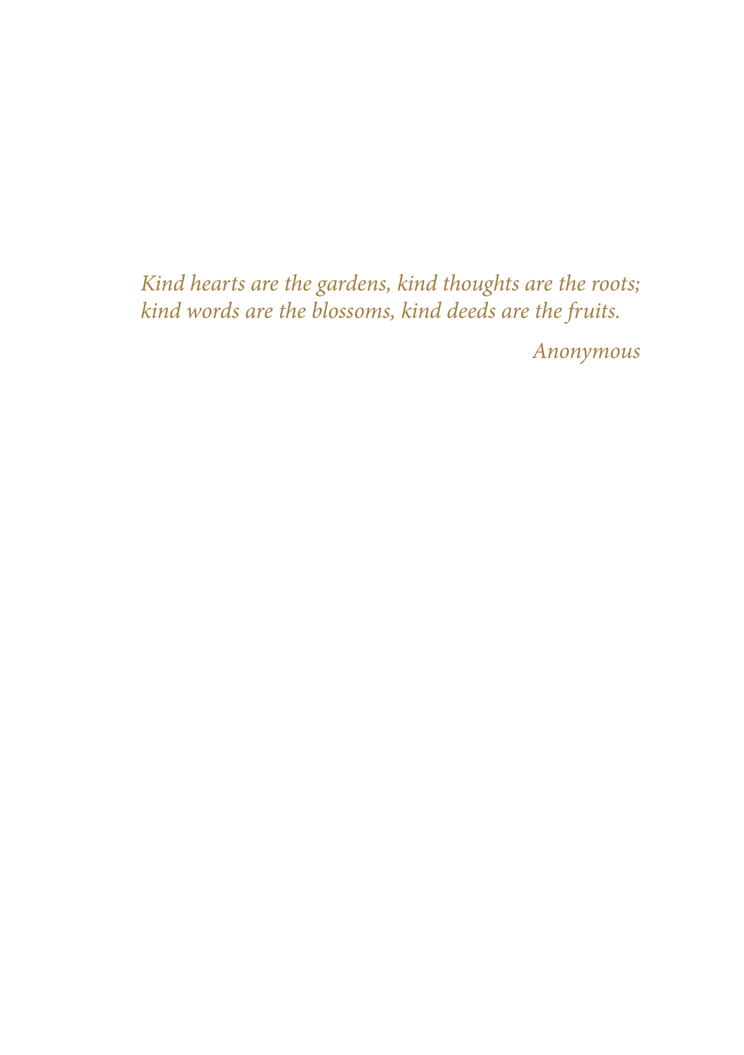*Kind hearts are the gardens, kind thoughts are the roots;*
*kind words are the blossoms, kind deeds are the fruits.*

*Anonymous*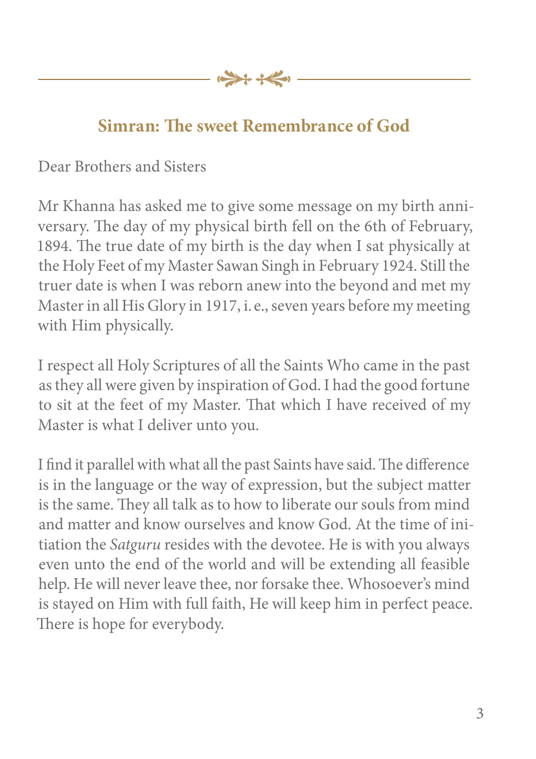## Simran: The sweet Remembrance of God

Dear Brothers and Sisters

Mr Khanna has asked me to give some message on my birth anniversary. The day of my physical birth fell on the 6th of February, 1894. The true date of my birth is the day when I sat physically at the Holy Feet of my Master Sawan Singh in February 1924. Still the truer date is when I was reborn anew into the beyond and met my Master in all His Glory in 1917, i. e., seven years before my meeting with Him physically.

I respect all Holy Scriptures of all the Saints Who came in the past as they all were given by inspiration of God. I had the good fortune to sit at the feet of my Master. That which I have received of my Master is what I deliver unto you.

I find it parallel with what all the past Saints have said. The difference is in the language or the way of expression, but the subject matter is the same. They all talk as to how to liberate our souls from mind and matter and know ourselves and know God. At the time of initiation the *Satguru* resides with the devotee. He is with you always even unto the end of the world and will be extending all feasible help. He will never leave thee, nor forsake thee. Whosoever's mind is stayed on Him with full faith, He will keep him in perfect peace. There is hope for everybody.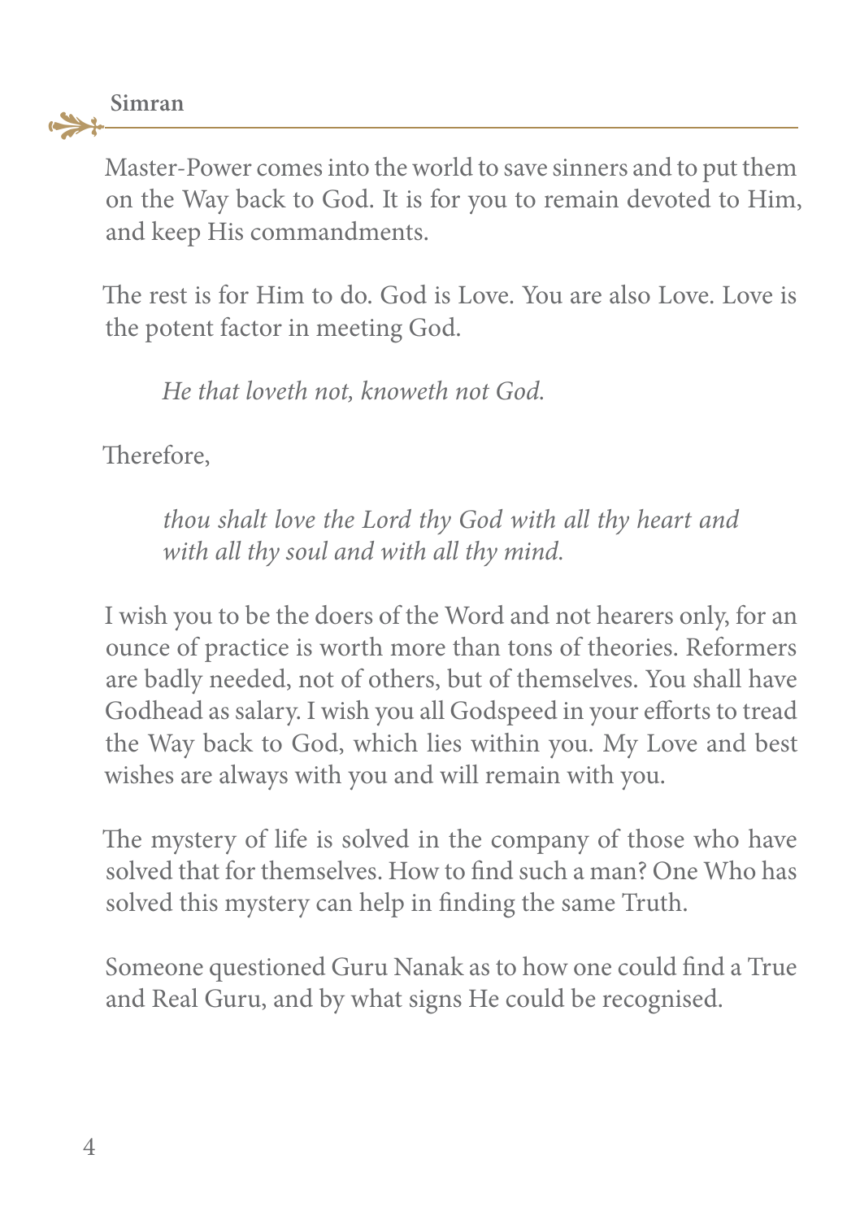Master-Power comes into the world to save sinners and to put them on the Way back to God. It is for you to remain devoted to Him, and keep His commandments.

The rest is for Him to do. God is Love. You are also Love. Love is the potent factor in meeting God.

> *He that loveth not, knoweth not God.*

Therefore,

> *thou shalt love the Lord thy God with all thy heart and with all thy soul and with all thy mind.*

I wish you to be the doers of the Word and not hearers only, for an ounce of practice is worth more than tons of theories. Reformers are badly needed, not of others, but of themselves. You shall have Godhead as salary. I wish you all Godspeed in your efforts to tread the Way back to God, which lies within you. My Love and best wishes are always with you and will remain with you.

The mystery of life is solved in the company of those who have solved that for themselves. How to find such a man? One Who has solved this mystery can help in finding the same Truth.

Someone questioned Guru Nanak as to how one could find a True and Real Guru, and by what signs He could be recognised.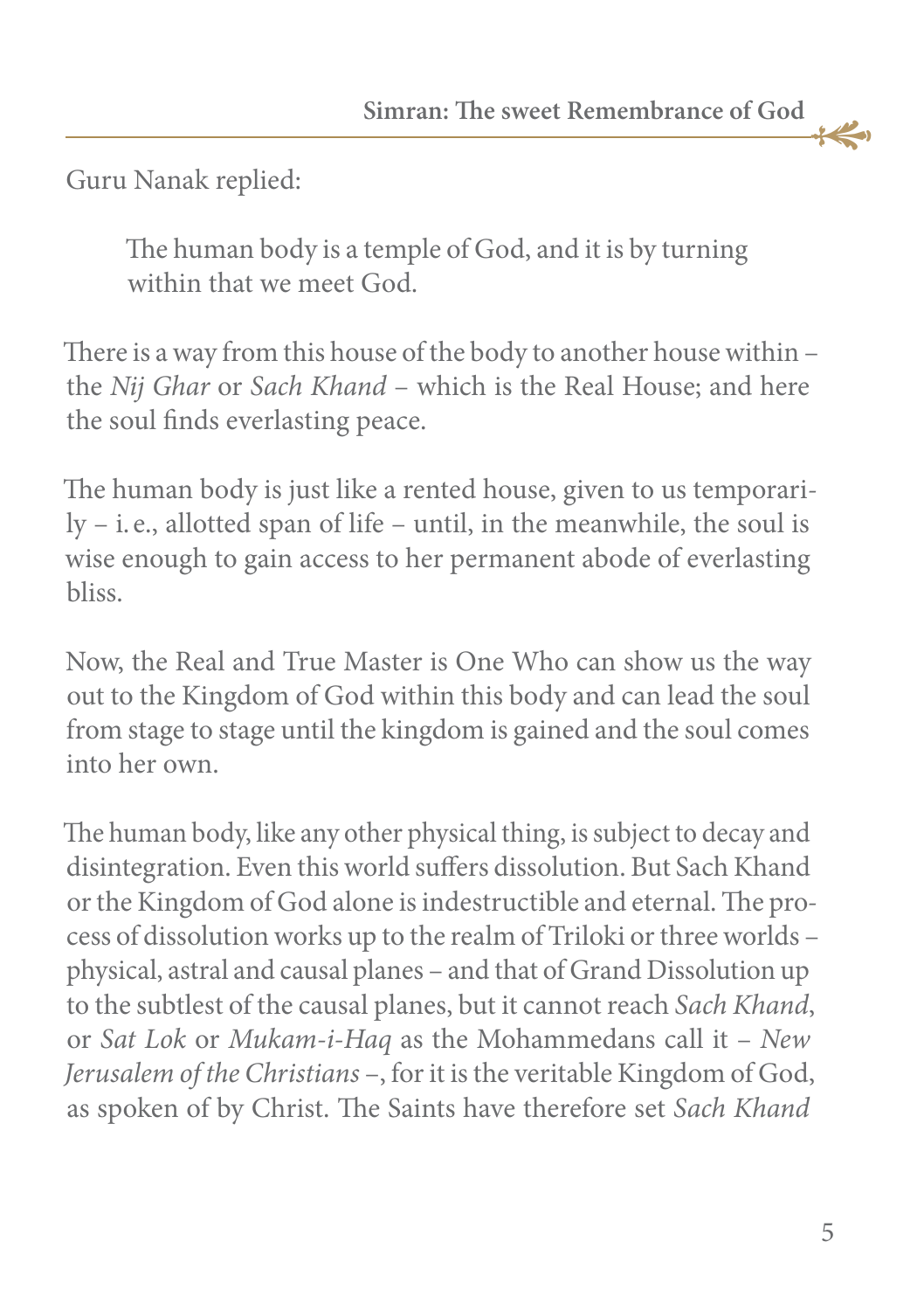Guru Nanak replied:

> The human body is a temple of God, and it is by turning within that we meet God.

There is a way from this house of the body to another house within – the *Nij Ghar* or *Sach Khand* – which is the Real House; and here the soul finds everlasting peace.

The human body is just like a rented house, given to us temporarily – i. e., allotted span of life – until, in the meanwhile, the soul is wise enough to gain access to her permanent abode of everlasting bliss.

Now, the Real and True Master is One Who can show us the way out to the Kingdom of God within this body and can lead the soul from stage to stage until the kingdom is gained and the soul comes into her own.

The human body, like any other physical thing, is subject to decay and disintegration. Even this world suffers dissolution. But Sach Khand or the Kingdom of God alone is indestructible and eternal. The process of dissolution works up to the realm of Triloki or three worlds – physical, astral and causal planes – and that of Grand Dissolution up to the subtlest of the causal planes, but it cannot reach *Sach Khand*, or *Sat Lok* or *Mukam-i-Haq* as the Mohammedans call it – *New Jerusalem of the Christians* –, for it is the veritable Kingdom of God, as spoken of by Christ. The Saints have therefore set *Sach Khand*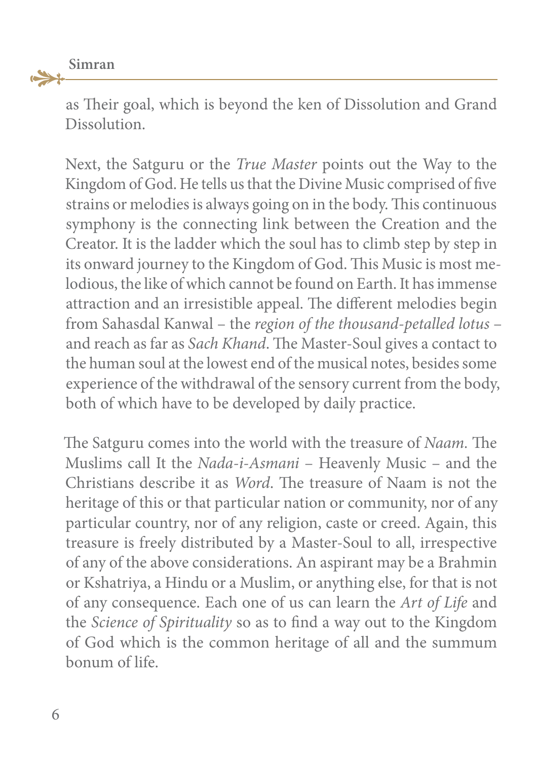as Their goal, which is beyond the ken of Dissolution and Grand Dissolution.

Next, the Satguru or the *True Master* points out the Way to the Kingdom of God. He tells us that the Divine Music comprised of five strains or melodies is always going on in the body. This continuous symphony is the connecting link between the Creation and the Creator. It is the ladder which the soul has to climb step by step in its onward journey to the Kingdom of God. This Music is most melodious, the like of which cannot be found on Earth. It has immense attraction and an irresistible appeal. The different melodies begin from Sahasdal Kanwal – the *region of the thousand-petalled lotus* – and reach as far as *Sach Khand*. The Master-Soul gives a contact to the human soul at the lowest end of the musical notes, besides some experience of the withdrawal of the sensory current from the body, both of which have to be developed by daily practice.

The Satguru comes into the world with the treasure of *Naam*. The Muslims call It the *Nada-i-Asmani* – Heavenly Music – and the Christians describe it as *Word*. The treasure of Naam is not the heritage of this or that particular nation or community, nor of any particular country, nor of any religion, caste or creed. Again, this treasure is freely distributed by a Master-Soul to all, irrespective of any of the above considerations. An aspirant may be a Brahmin or Kshatriya, a Hindu or a Muslim, or anything else, for that is not of any consequence. Each one of us can learn the *Art of Life* and the *Science of Spirituality* so as to find a way out to the Kingdom of God which is the common heritage of all and the summum bonum of life.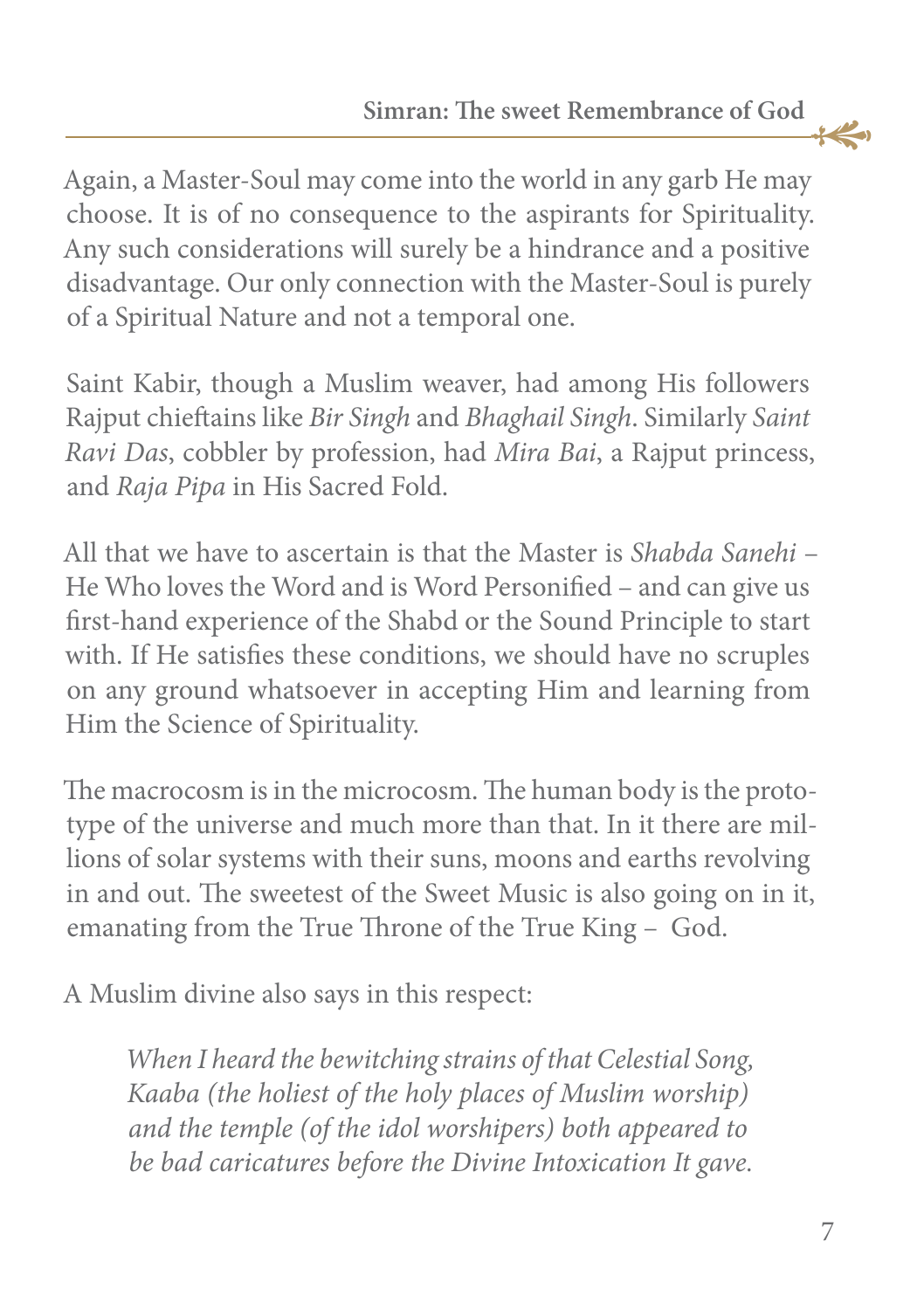Again, a Master-Soul may come into the world in any garb He may choose. It is of no consequence to the aspirants for Spirituality. Any such considerations will surely be a hindrance and a positive disadvantage. Our only connection with the Master-Soul is purely of a Spiritual Nature and not a temporal one.

Saint Kabir, though a Muslim weaver, had among His followers Rajput chieftains like *Bir Singh* and *Bhaghail Singh*. Similarly *Saint Ravi Das*, cobbler by profession, had *Mira Bai*, a Rajput princess, and *Raja Pipa* in His Sacred Fold.

All that we have to ascertain is that the Master is *Shabda Sanehi* – He Who loves the Word and is Word Personified – and can give us first-hand experience of the Shabd or the Sound Principle to start with. If He satisfies these conditions, we should have no scruples on any ground whatsoever in accepting Him and learning from Him the Science of Spirituality.

The macrocosm is in the microcosm. The human body is the prototype of the universe and much more than that. In it there are millions of solar systems with their suns, moons and earths revolving in and out. The sweetest of the Sweet Music is also going on in it, emanating from the True Throne of the True King – God.

A Muslim divine also says in this respect:

> *When I heard the bewitching strains of that Celestial Song,*
> *Kaaba (the holiest of the holy places of Muslim worship)*
> *and the temple (of the idol worshipers) both appeared to*
> *be bad caricatures before the Divine Intoxication It gave.*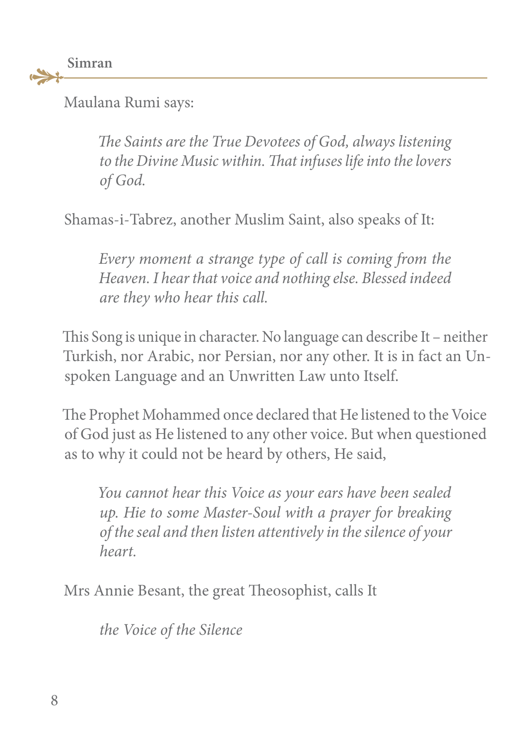Maulana Rumi says:

> *The Saints are the True Devotees of God, always listening to the Divine Music within. That infuses life into the lovers of God.*

Shamas-i-Tabrez, another Muslim Saint, also speaks of It:

> *Every moment a strange type of call is coming from the Heaven. I hear that voice and nothing else. Blessed indeed are they who hear this call.*

This Song is unique in character. No language can describe It – neither Turkish, nor Arabic, nor Persian, nor any other. It is in fact an Unspoken Language and an Unwritten Law unto Itself.

The Prophet Mohammed once declared that He listened to the Voice of God just as He listened to any other voice. But when questioned as to why it could not be heard by others, He said,

> *You cannot hear this Voice as your ears have been sealed up. Hie to some Master-Soul with a prayer for breaking of the seal and then listen attentively in the silence of your heart.*

Mrs Annie Besant, the great Theosophist, calls It

> *the Voice of the Silence*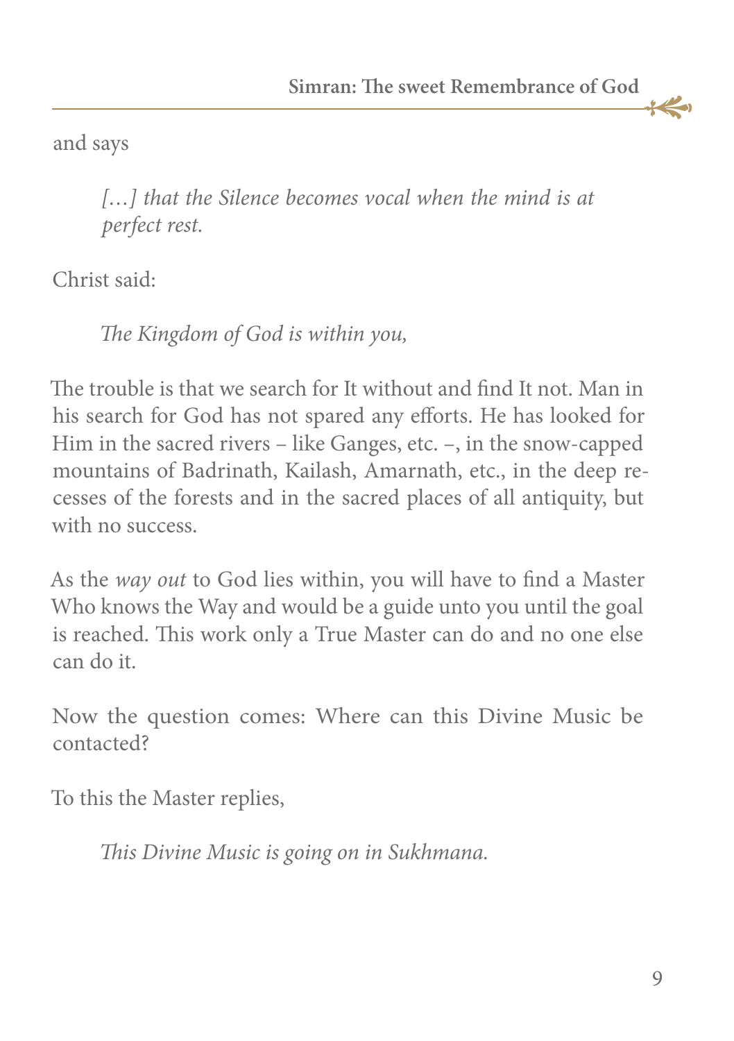and says

> *[…] that the Silence becomes vocal when the mind is at perfect rest.*

Christ said:

> *The Kingdom of God is within you,*

The trouble is that we search for It without and find It not. Man in his search for God has not spared any efforts. He has looked for Him in the sacred rivers – like Ganges, etc. –, in the snow-capped mountains of Badrinath, Kailash, Amarnath, etc., in the deep recesses of the forests and in the sacred places of all antiquity, but with no success.

As the *way out* to God lies within, you will have to find a Master Who knows the Way and would be a guide unto you until the goal is reached. This work only a True Master can do and no one else can do it.

Now the question comes: Where can this Divine Music be contacted?

To this the Master replies,

> *This Divine Music is going on in Sukhmana.*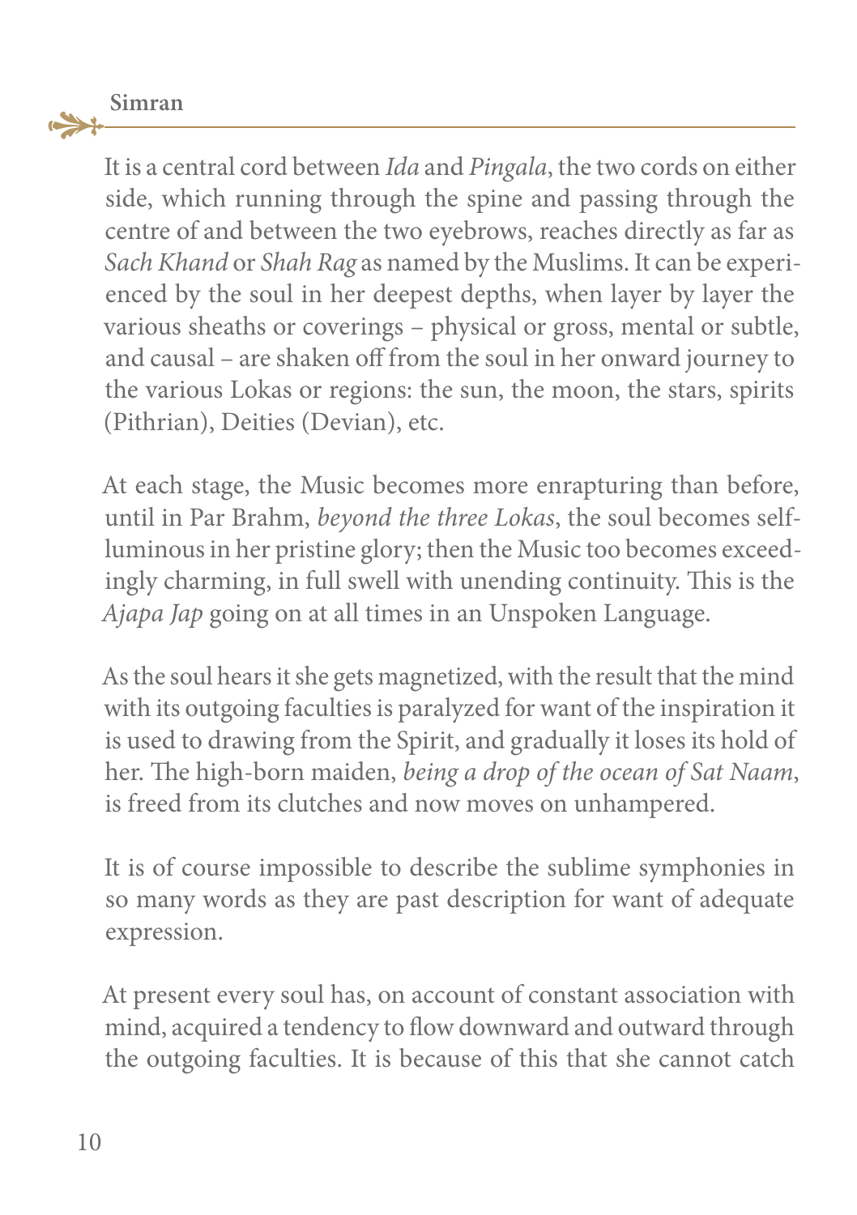It is a central cord between *Ida* and *Pingala*, the two cords on either side, which running through the spine and passing through the centre of and between the two eyebrows, reaches directly as far as *Sach Khand* or *Shah Rag* as named by the Muslims. It can be experienced by the soul in her deepest depths, when layer by layer the various sheaths or coverings – physical or gross, mental or subtle, and causal – are shaken off from the soul in her onward journey to the various Lokas or regions: the sun, the moon, the stars, spirits (Pithrian), Deities (Devian), etc.

At each stage, the Music becomes more enrapturing than before, until in Par Brahm, *beyond the three Lokas*, the soul becomes self-luminous in her pristine glory; then the Music too becomes exceedingly charming, in full swell with unending continuity. This is the *Ajapa Jap* going on at all times in an Unspoken Language.

As the soul hears it she gets magnetized, with the result that the mind with its outgoing faculties is paralyzed for want of the inspiration it is used to drawing from the Spirit, and gradually it loses its hold of her. The high-born maiden, *being a drop of the ocean of Sat Naam*, is freed from its clutches and now moves on unhampered.

It is of course impossible to describe the sublime symphonies in so many words as they are past description for want of adequate expression.

At present every soul has, on account of constant association with mind, acquired a tendency to flow downward and outward through the outgoing faculties. It is because of this that she cannot catch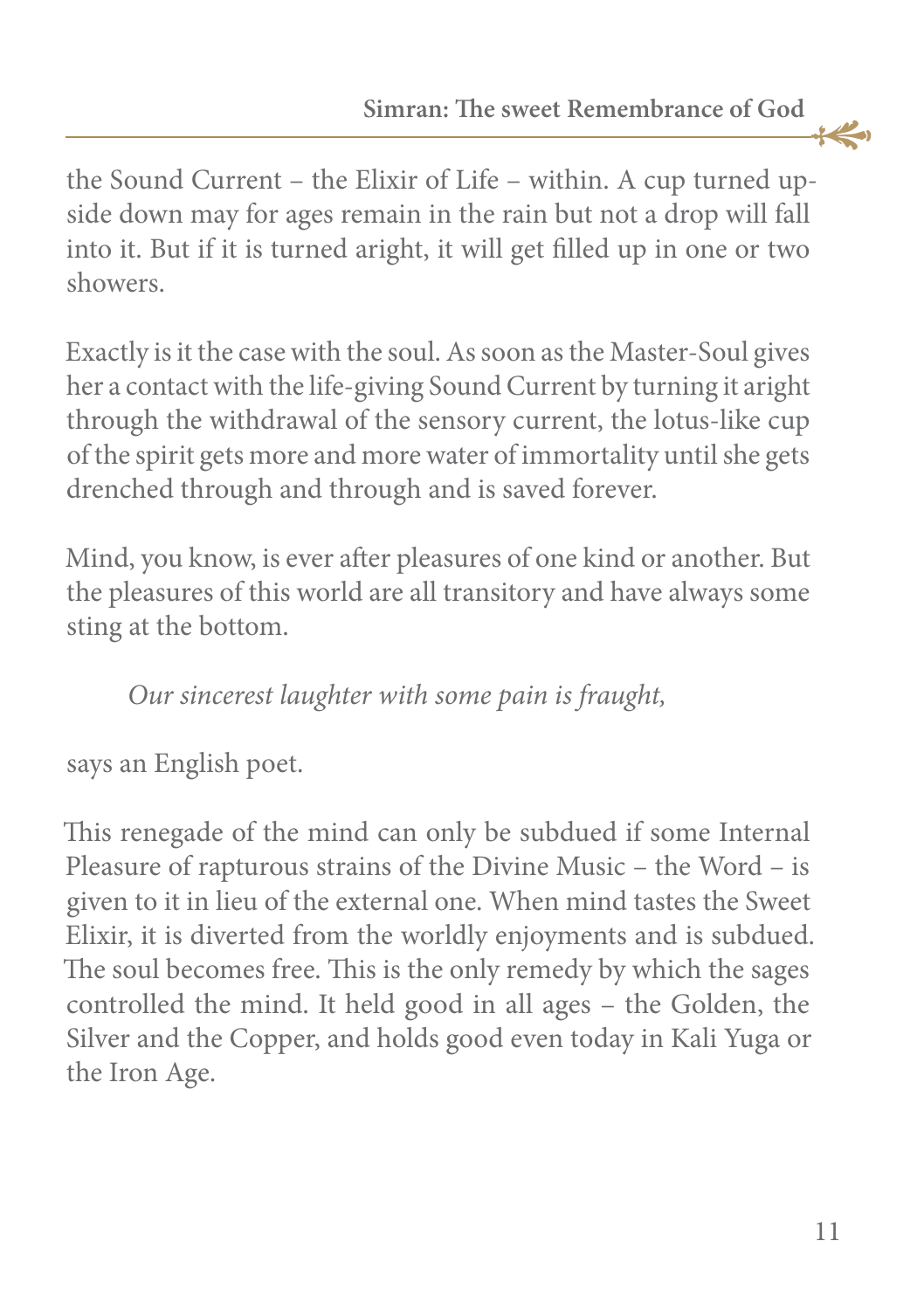the Sound Current – the Elixir of Life – within. A cup turned upside down may for ages remain in the rain but not a drop will fall into it. But if it is turned aright, it will get filled up in one or two showers.

Exactly is it the case with the soul. As soon as the Master-Soul gives her a contact with the life-giving Sound Current by turning it aright through the withdrawal of the sensory current, the lotus-like cup of the spirit gets more and more water of immortality until she gets drenched through and through and is saved forever.

Mind, you know, is ever after pleasures of one kind or another. But the pleasures of this world are all transitory and have always some sting at the bottom.

> *Our sincerest laughter with some pain is fraught,*

says an English poet.

This renegade of the mind can only be subdued if some Internal Pleasure of rapturous strains of the Divine Music – the Word – is given to it in lieu of the external one. When mind tastes the Sweet Elixir, it is diverted from the worldly enjoyments and is subdued. The soul becomes free. This is the only remedy by which the sages controlled the mind. It held good in all ages – the Golden, the Silver and the Copper, and holds good even today in Kali Yuga or the Iron Age.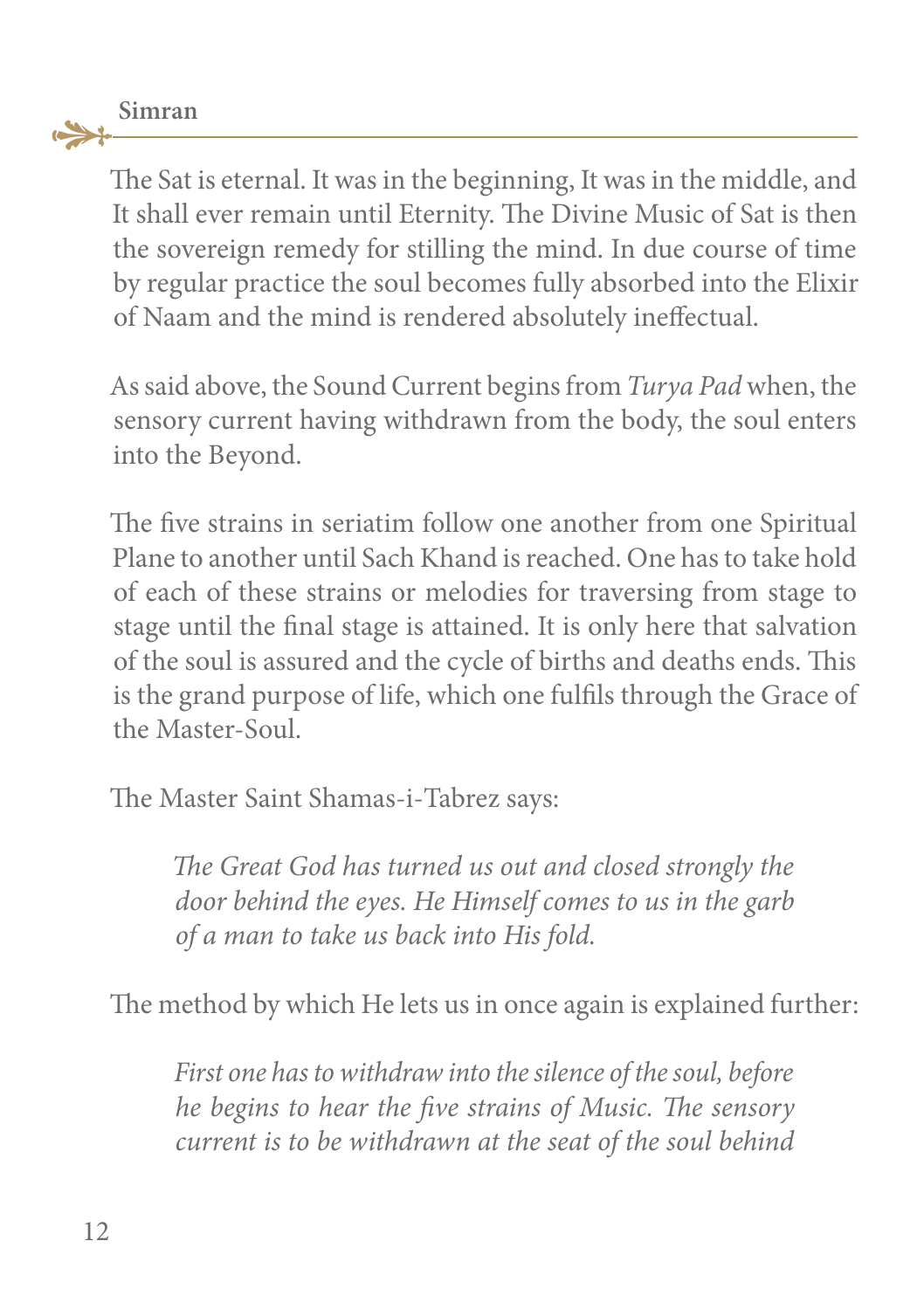The Sat is eternal. It was in the beginning, It was in the middle, and It shall ever remain until Eternity. The Divine Music of Sat is then the sovereign remedy for stilling the mind. In due course of time by regular practice the soul becomes fully absorbed into the Elixir of Naam and the mind is rendered absolutely ineffectual.

As said above, the Sound Current begins from *Turya Pad* when, the sensory current having withdrawn from the body, the soul enters into the Beyond.

The five strains in seriatim follow one another from one Spiritual Plane to another until Sach Khand is reached. One has to take hold of each of these strains or melodies for traversing from stage to stage until the final stage is attained. It is only here that salvation of the soul is assured and the cycle of births and deaths ends. This is the grand purpose of life, which one fulfils through the Grace of the Master-Soul.

The Master Saint Shamas-i-Tabrez says:

> *The Great God has turned us out and closed strongly the door behind the eyes. He Himself comes to us in the garb of a man to take us back into His fold.*

The method by which He lets us in once again is explained further:

> *First one has to withdraw into the silence of the soul, before he begins to hear the five strains of Music. The sensory current is to be withdrawn at the seat of the soul behind*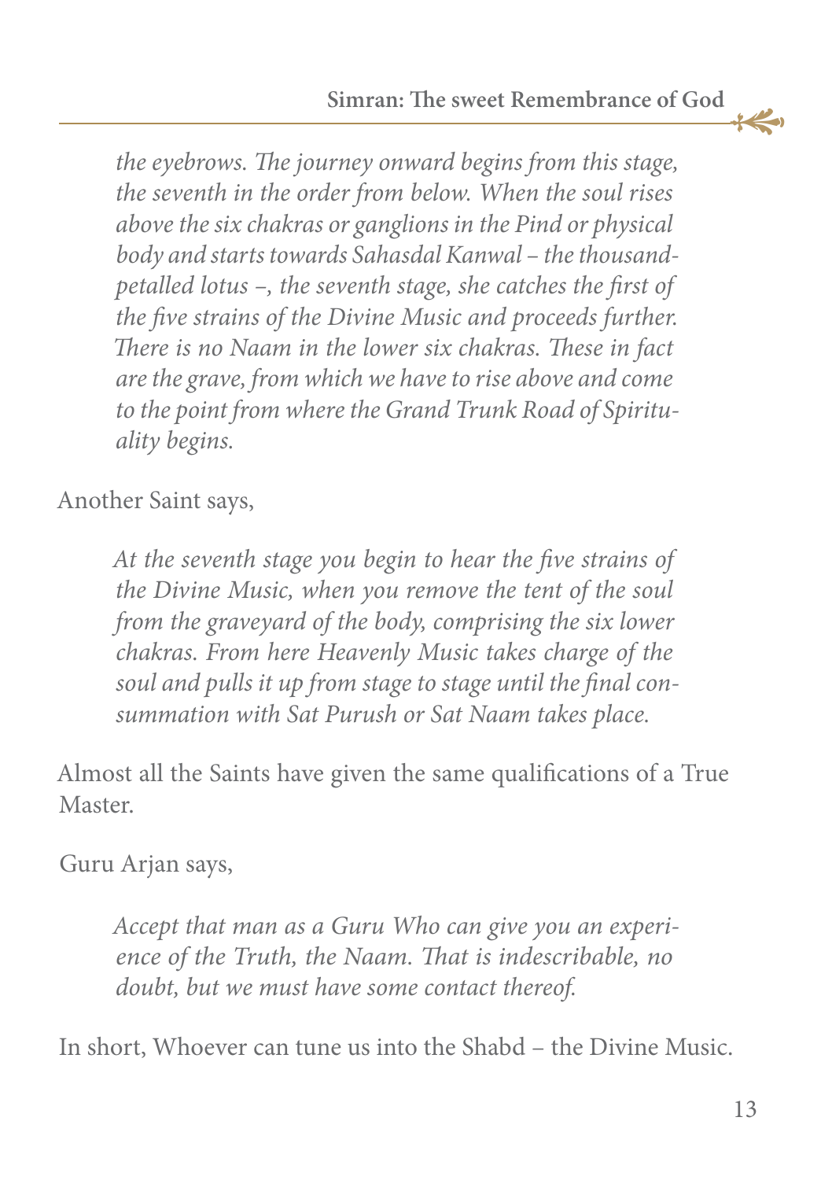*the eyebrows. The journey onward begins from this stage, the seventh in the order from below. When the soul rises above the six chakras or ganglions in the Pind or physical body and starts towards Sahasdal Kanwal – the thousand-petalled lotus –, the seventh stage, she catches the first of the five strains of the Divine Music and proceeds further. There is no Naam in the lower six chakras. These in fact are the grave, from which we have to rise above and come to the point from where the Grand Trunk Road of Spirituality begins.*

Another Saint says,

> *At the seventh stage you begin to hear the five strains of the Divine Music, when you remove the tent of the soul from the graveyard of the body, comprising the six lower chakras. From here Heavenly Music takes charge of the soul and pulls it up from stage to stage until the final consummation with Sat Purush or Sat Naam takes place.*

Almost all the Saints have given the same qualifications of a True Master.

Guru Arjan says,

> *Accept that man as a Guru Who can give you an experience of the Truth, the Naam. That is indescribable, no doubt, but we must have some contact thereof.*

In short, Whoever can tune us into the Shabd – the Divine Music.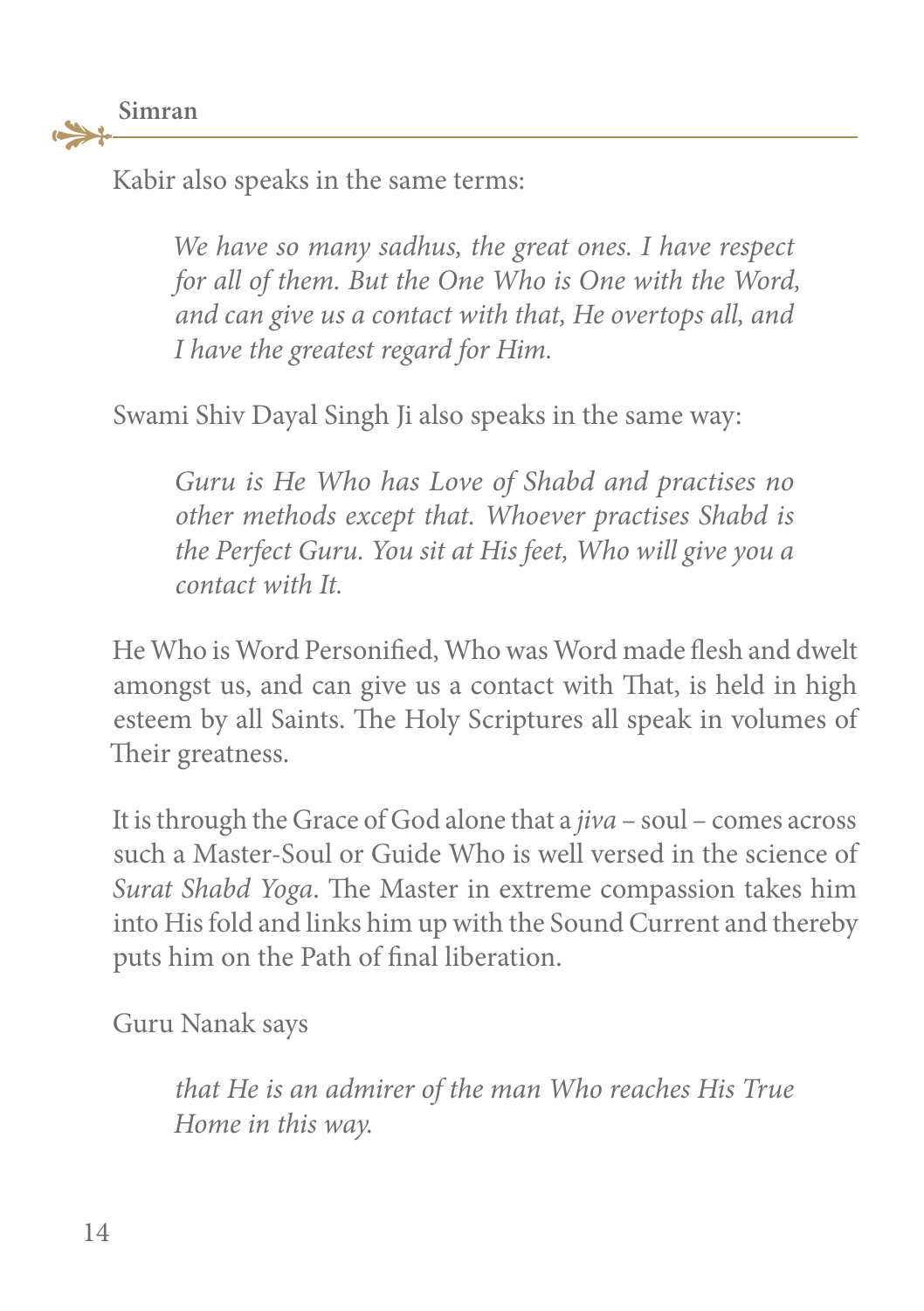Kabir also speaks in the same terms:

> *We have so many sadhus, the great ones. I have respect for all of them. But the One Who is One with the Word, and can give us a contact with that, He overtops all, and I have the greatest regard for Him.*

Swami Shiv Dayal Singh Ji also speaks in the same way:

> *Guru is He Who has Love of Shabd and practises no other methods except that. Whoever practises Shabd is the Perfect Guru. You sit at His feet, Who will give you a contact with It.*

He Who is Word Personified, Who was Word made flesh and dwelt amongst us, and can give us a contact with That, is held in high esteem by all Saints. The Holy Scriptures all speak in volumes of Their greatness.

It is through the Grace of God alone that a *jiva* – soul – comes across such a Master-Soul or Guide Who is well versed in the science of *Surat Shabd Yoga*. The Master in extreme compassion takes him into His fold and links him up with the Sound Current and thereby puts him on the Path of final liberation.

Guru Nanak says

> *that He is an admirer of the man Who reaches His True Home in this way.*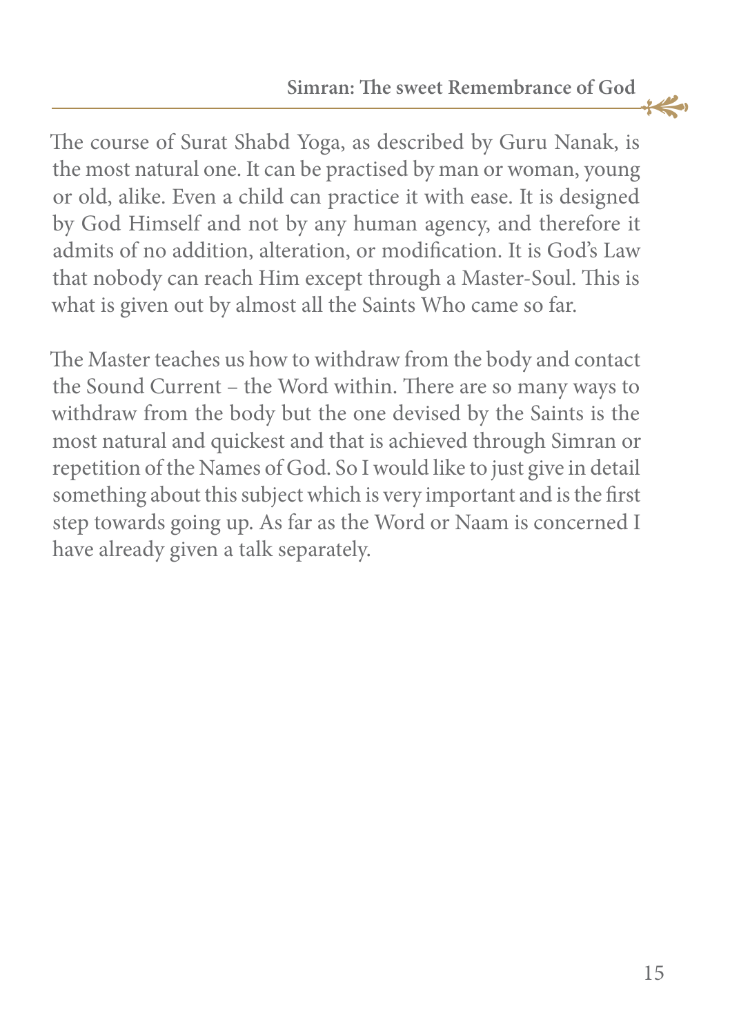The course of Surat Shabd Yoga, as described by Guru Nanak, is the most natural one. It can be practised by man or woman, young or old, alike. Even a child can practice it with ease. It is designed by God Himself and not by any human agency, and therefore it admits of no addition, alteration, or modification. It is God's Law that nobody can reach Him except through a Master-Soul. This is what is given out by almost all the Saints Who came so far.

The Master teaches us how to withdraw from the body and contact the Sound Current – the Word within. There are so many ways to withdraw from the body but the one devised by the Saints is the most natural and quickest and that is achieved through Simran or repetition of the Names of God. So I would like to just give in detail something about this subject which is very important and is the first step towards going up. As far as the Word or Naam is concerned I have already given a talk separately.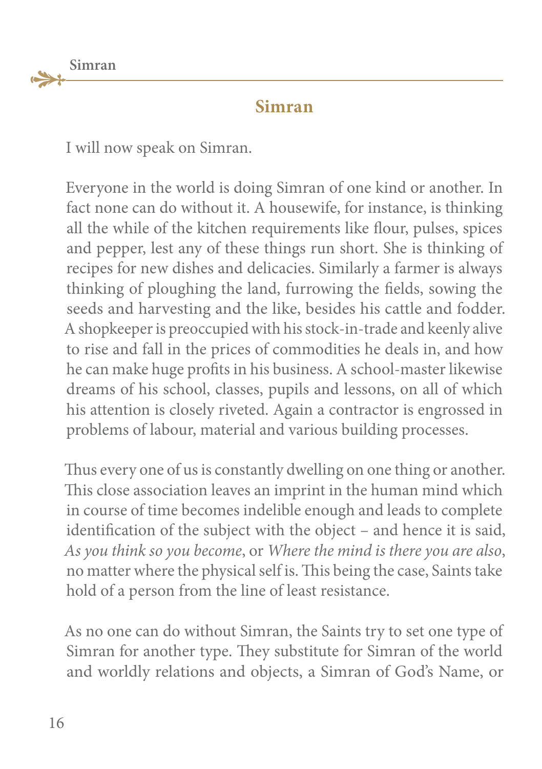## Simran

I will now speak on Simran.

Everyone in the world is doing Simran of one kind or another. In fact none can do without it. A housewife, for instance, is thinking all the while of the kitchen requirements like flour, pulses, spices and pepper, lest any of these things run short. She is thinking of recipes for new dishes and delicacies. Similarly a farmer is always thinking of ploughing the land, furrowing the fields, sowing the seeds and harvesting and the like, besides his cattle and fodder. A shopkeeper is preoccupied with his stock-in-trade and keenly alive to rise and fall in the prices of commodities he deals in, and how he can make huge profits in his business. A school-master likewise dreams of his school, classes, pupils and lessons, on all of which his attention is closely riveted. Again a contractor is engrossed in problems of labour, material and various building processes.

Thus every one of us is constantly dwelling on one thing or another. This close association leaves an imprint in the human mind which in course of time becomes indelible enough and leads to complete identification of the subject with the object – and hence it is said, *As you think so you become*, or *Where the mind is there you are also*, no matter where the physical self is. This being the case, Saints take hold of a person from the line of least resistance.

As no one can do without Simran, the Saints try to set one type of Simran for another type. They substitute for Simran of the world and worldly relations and objects, a Simran of God's Name, or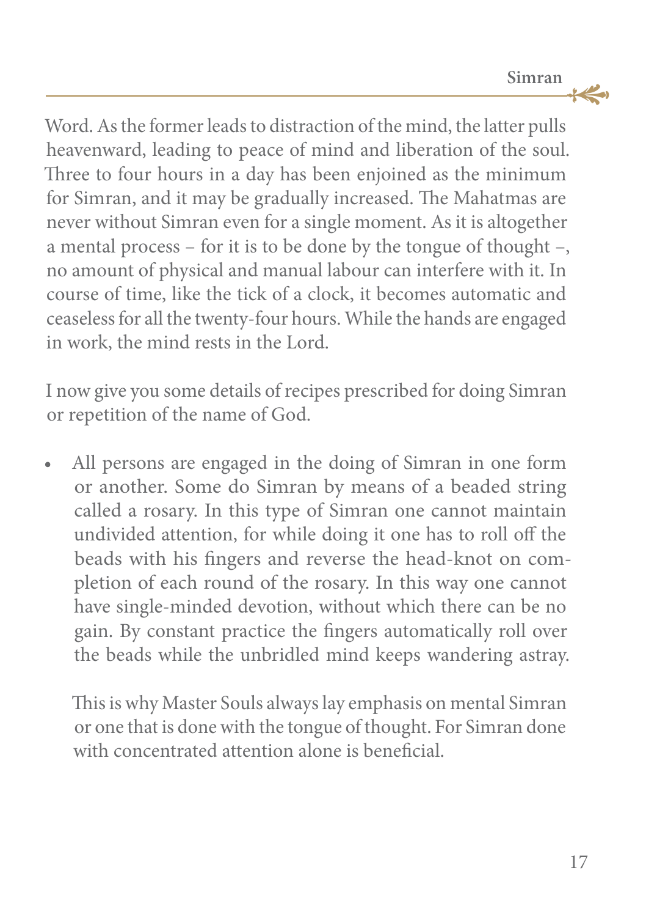Word. As the former leads to distraction of the mind, the latter pulls heavenward, leading to peace of mind and liberation of the soul. Three to four hours in a day has been enjoined as the minimum for Simran, and it may be gradually increased. The Mahatmas are never without Simran even for a single moment. As it is altogether a mental process – for it is to be done by the tongue of thought –, no amount of physical and manual labour can interfere with it. In course of time, like the tick of a clock, it becomes automatic and ceaseless for all the twenty-four hours. While the hands are engaged in work, the mind rests in the Lord.

I now give you some details of recipes prescribed for doing Simran or repetition of the name of God.

- All persons are engaged in the doing of Simran in one form or another. Some do Simran by means of a beaded string called a rosary. In this type of Simran one cannot maintain undivided attention, for while doing it one has to roll off the beads with his fingers and reverse the head-knot on completion of each round of the rosary. In this way one cannot have single-minded devotion, without which there can be no gain. By constant practice the fingers automatically roll over the beads while the unbridled mind keeps wandering astray.

  This is why Master Souls always lay emphasis on mental Simran or one that is done with the tongue of thought. For Simran done with concentrated attention alone is beneficial.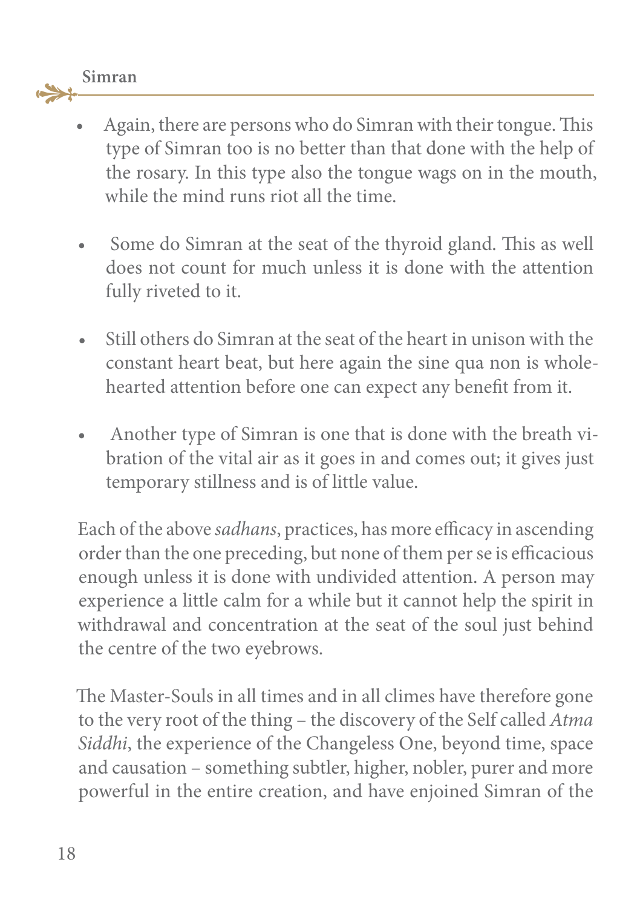- Again, there are persons who do Simran with their tongue. This type of Simran too is no better than that done with the help of the rosary. In this type also the tongue wags on in the mouth, while the mind runs riot all the time.

- Some do Simran at the seat of the thyroid gland. This as well does not count for much unless it is done with the attention fully riveted to it.

- Still others do Simran at the seat of the heart in unison with the constant heart beat, but here again the sine qua non is whole-hearted attention before one can expect any benefit from it.

- Another type of Simran is one that is done with the breath vibration of the vital air as it goes in and comes out; it gives just temporary stillness and is of little value.

Each of the above *sadhans*, practices, has more efficacy in ascending order than the one preceding, but none of them per se is efficacious enough unless it is done with undivided attention. A person may experience a little calm for a while but it cannot help the spirit in withdrawal and concentration at the seat of the soul just behind the centre of the two eyebrows.

The Master-Souls in all times and in all climes have therefore gone to the very root of the thing – the discovery of the Self called *Atma Siddhi*, the experience of the Changeless One, beyond time, space and causation – something subtler, higher, nobler, purer and more powerful in the entire creation, and have enjoined Simran of the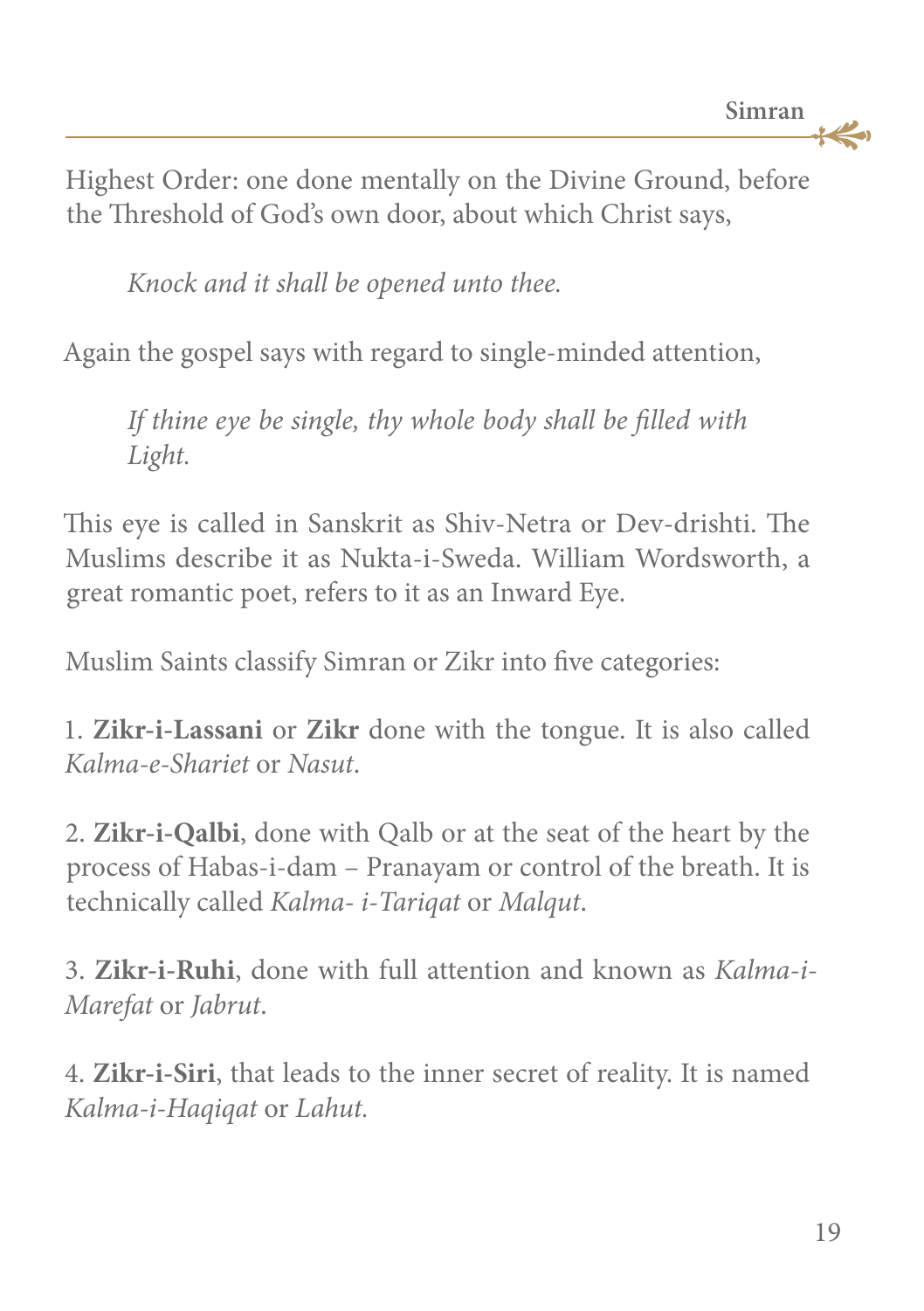Highest Order: one done mentally on the Divine Ground, before the Threshold of God's own door, about which Christ says,

> *Knock and it shall be opened unto thee.*

Again the gospel says with regard to single-minded attention,

> *If thine eye be single, thy whole body shall be filled with Light.*

This eye is called in Sanskrit as Shiv-Netra or Dev-drishti. The Muslims describe it as Nukta-i-Sweda. William Wordsworth, a great romantic poet, refers to it as an Inward Eye.

Muslim Saints classify Simran or Zikr into five categories:

1. **Zikr-i-Lassani** or **Zikr** done with the tongue. It is also called *Kalma-e-Shariet* or *Nasut*.

2. **Zikr-i-Qalbi**, done with Qalb or at the seat of the heart by the process of Habas-i-dam – Pranayam or control of the breath. It is technically called *Kalma- i-Tariqat* or *Malqut*.

3. **Zikr-i-Ruhi**, done with full attention and known as *Kalma-i-Marefat* or *Jabrut*.

4. **Zikr-i-Siri**, that leads to the inner secret of reality. It is named *Kalma-i-Haqiqat* or *Lahut*.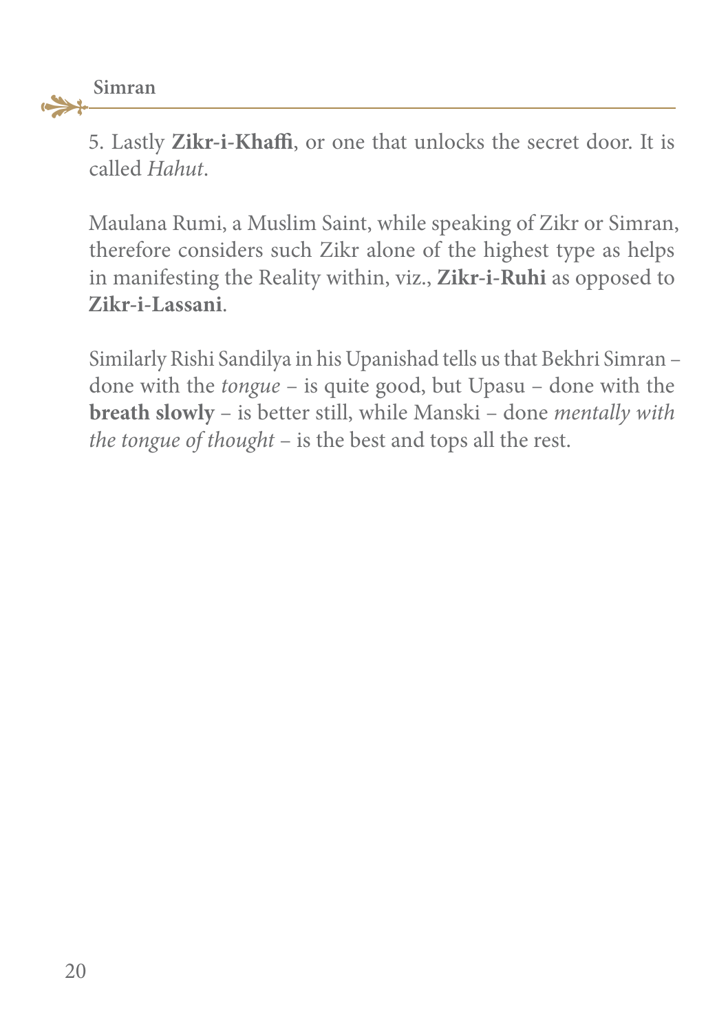5. Lastly **Zikr-i-Khaffi**, or one that unlocks the secret door. It is called *Hahut*.

Maulana Rumi, a Muslim Saint, while speaking of Zikr or Simran, therefore considers such Zikr alone of the highest type as helps in manifesting the Reality within, viz., **Zikr-i-Ruhi** as opposed to **Zikr-i-Lassani**.

Similarly Rishi Sandilya in his Upanishad tells us that Bekhri Simran – done with the *tongue* – is quite good, but Upasu – done with the **breath slowly** – is better still, while Manski – done *mentally with the tongue of thought* – is the best and tops all the rest.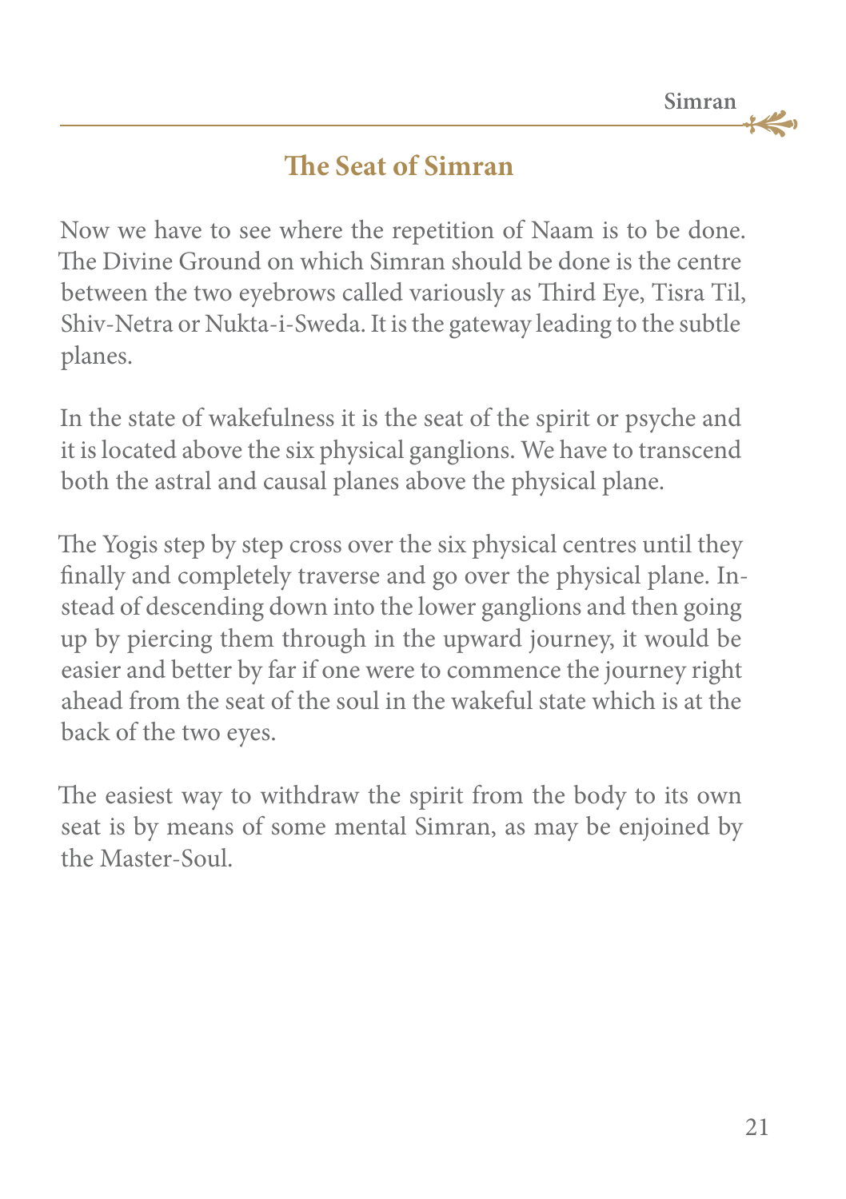## The Seat of Simran

Now we have to see where the repetition of Naam is to be done. The Divine Ground on which Simran should be done is the centre between the two eyebrows called variously as Third Eye, Tisra Til, Shiv-Netra or Nukta-i-Sweda. It is the gateway leading to the subtle planes.

In the state of wakefulness it is the seat of the spirit or psyche and it is located above the six physical ganglions. We have to transcend both the astral and causal planes above the physical plane.

The Yogis step by step cross over the six physical centres until they finally and completely traverse and go over the physical plane. Instead of descending down into the lower ganglions and then going up by piercing them through in the upward journey, it would be easier and better by far if one were to commence the journey right ahead from the seat of the soul in the wakeful state which is at the back of the two eyes.

The easiest way to withdraw the spirit from the body to its own seat is by means of some mental Simran, as may be enjoined by the Master-Soul.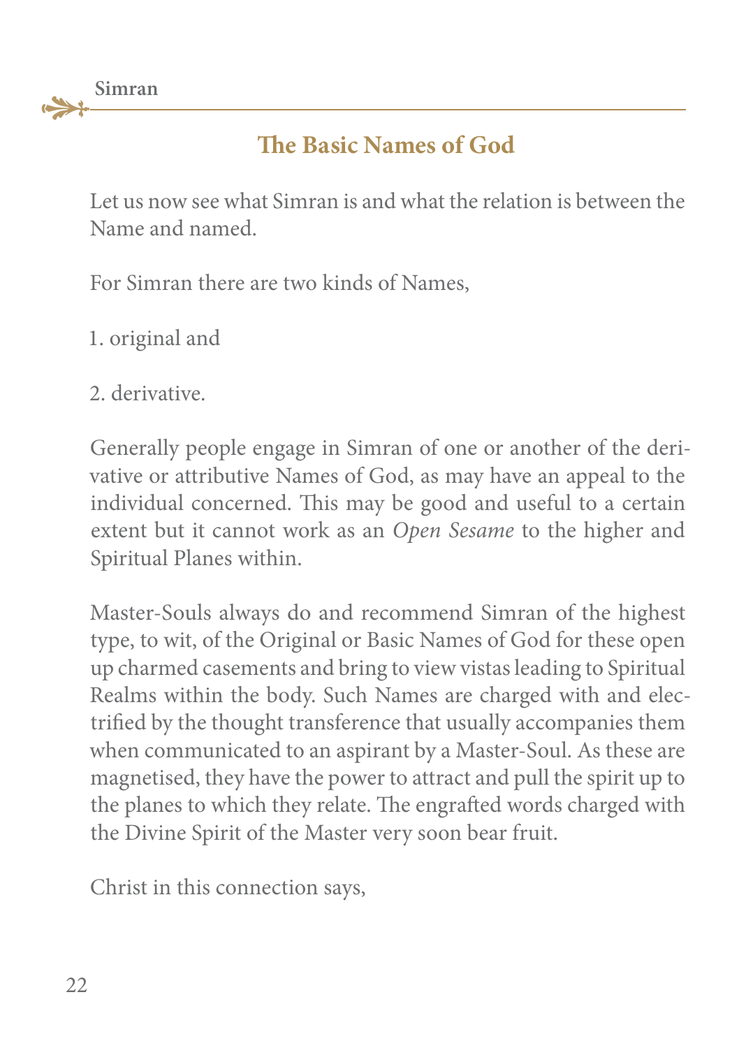## The Basic Names of God

Let us now see what Simran is and what the relation is between the Name and named.

For Simran there are two kinds of Names,

1. original and

2. derivative.

Generally people engage in Simran of one or another of the derivative or attributive Names of God, as may have an appeal to the individual concerned. This may be good and useful to a certain extent but it cannot work as an *Open Sesame* to the higher and Spiritual Planes within.

Master-Souls always do and recommend Simran of the highest type, to wit, of the Original or Basic Names of God for these open up charmed casements and bring to view vistas leading to Spiritual Realms within the body. Such Names are charged with and electrified by the thought transference that usually accompanies them when communicated to an aspirant by a Master-Soul. As these are magnetised, they have the power to attract and pull the spirit up to the planes to which they relate. The engrafted words charged with the Divine Spirit of the Master very soon bear fruit.

Christ in this connection says,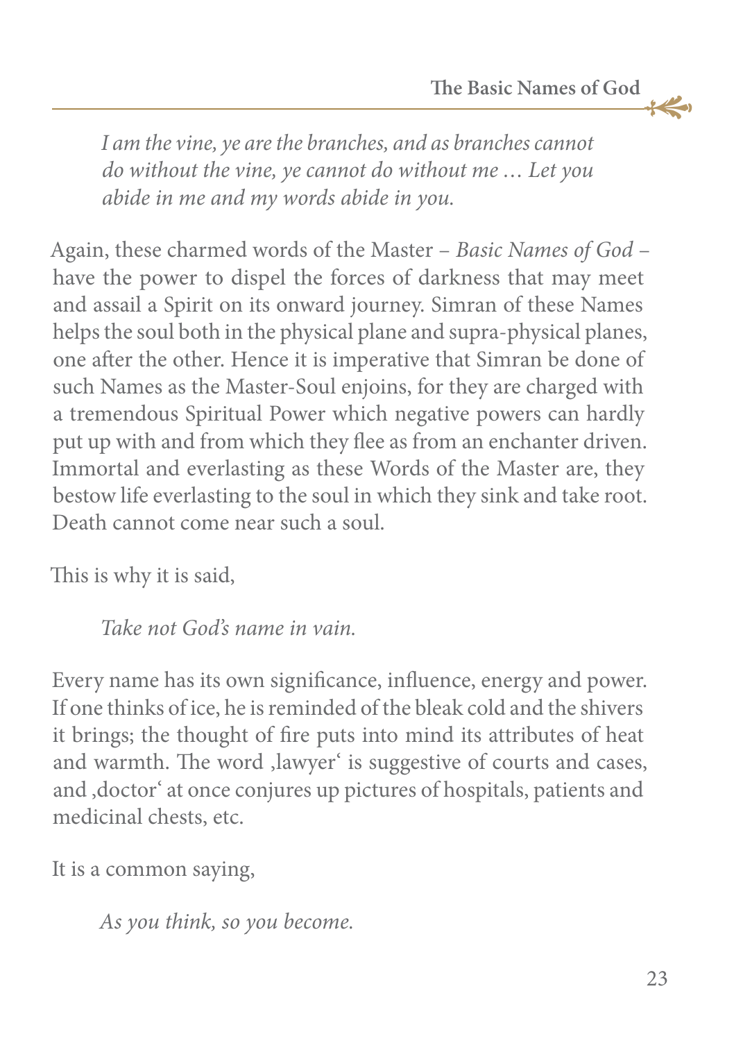> *I am the vine, ye are the branches, and as branches cannot do without the vine, ye cannot do without me … Let you abide in me and my words abide in you.*

Again, these charmed words of the Master – *Basic Names of God* – have the power to dispel the forces of darkness that may meet and assail a Spirit on its onward journey. Simran of these Names helps the soul both in the physical plane and supra-physical planes, one after the other. Hence it is imperative that Simran be done of such Names as the Master-Soul enjoins, for they are charged with a tremendous Spiritual Power which negative powers can hardly put up with and from which they flee as from an enchanter driven. Immortal and everlasting as these Words of the Master are, they bestow life everlasting to the soul in which they sink and take root. Death cannot come near such a soul.

This is why it is said,

> *Take not God's name in vain.*

Every name has its own significance, influence, energy and power. If one thinks of ice, he is reminded of the bleak cold and the shivers it brings; the thought of fire puts into mind its attributes of heat and warmth. The word ‚lawyer' is suggestive of courts and cases, and ‚doctor' at once conjures up pictures of hospitals, patients and medicinal chests, etc.

It is a common saying,

> *As you think, so you become.*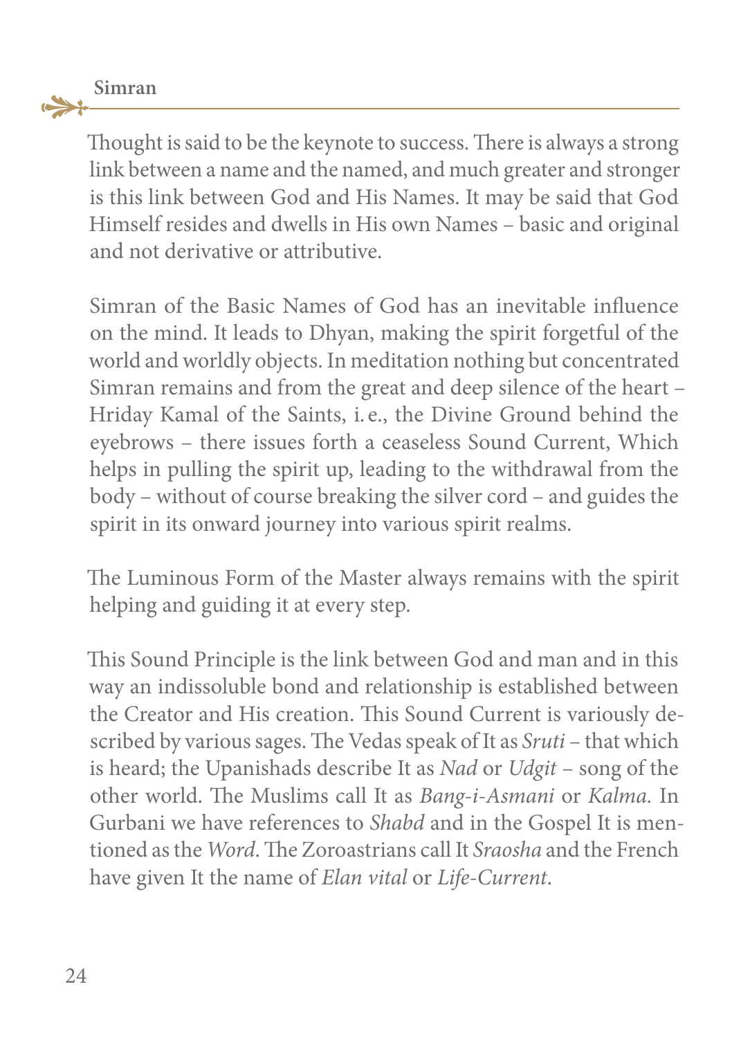Thought is said to be the keynote to success. There is always a strong link between a name and the named, and much greater and stronger is this link between God and His Names. It may be said that God Himself resides and dwells in His own Names – basic and original and not derivative or attributive.

Simran of the Basic Names of God has an inevitable influence on the mind. It leads to Dhyan, making the spirit forgetful of the world and worldly objects. In meditation nothing but concentrated Simran remains and from the great and deep silence of the heart – Hriday Kamal of the Saints, i. e., the Divine Ground behind the eyebrows – there issues forth a ceaseless Sound Current, Which helps in pulling the spirit up, leading to the withdrawal from the body – without of course breaking the silver cord – and guides the spirit in its onward journey into various spirit realms.

The Luminous Form of the Master always remains with the spirit helping and guiding it at every step.

This Sound Principle is the link between God and man and in this way an indissoluble bond and relationship is established between the Creator and His creation. This Sound Current is variously described by various sages. The Vedas speak of It as *Sruti* – that which is heard; the Upanishads describe It as *Nad* or *Udgit* – song of the other world. The Muslims call It as *Bang-i-Asmani* or *Kalma*. In Gurbani we have references to *Shabd* and in the Gospel It is mentioned as the *Word*. The Zoroastrians call It *Sraosha* and the French have given It the name of *Elan vital* or *Life-Current*.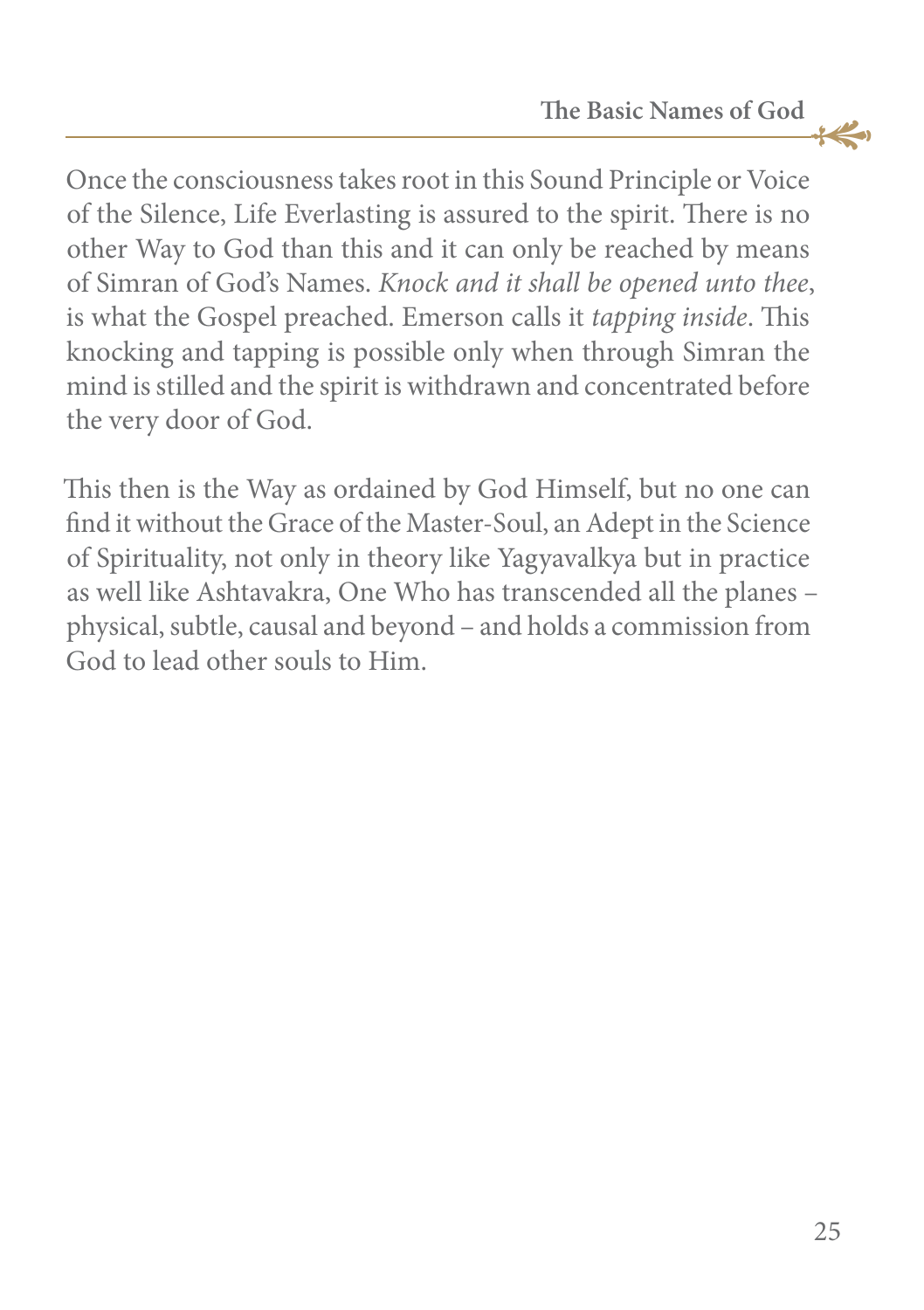Once the consciousness takes root in this Sound Principle or Voice of the Silence, Life Everlasting is assured to the spirit. There is no other Way to God than this and it can only be reached by means of Simran of God's Names. *Knock and it shall be opened unto thee*, is what the Gospel preached. Emerson calls it *tapping inside*. This knocking and tapping is possible only when through Simran the mind is stilled and the spirit is withdrawn and concentrated before the very door of God.

This then is the Way as ordained by God Himself, but no one can find it without the Grace of the Master-Soul, an Adept in the Science of Spirituality, not only in theory like Yagyavalkya but in practice as well like Ashtavakra, One Who has transcended all the planes – physical, subtle, causal and beyond – and holds a commission from God to lead other souls to Him.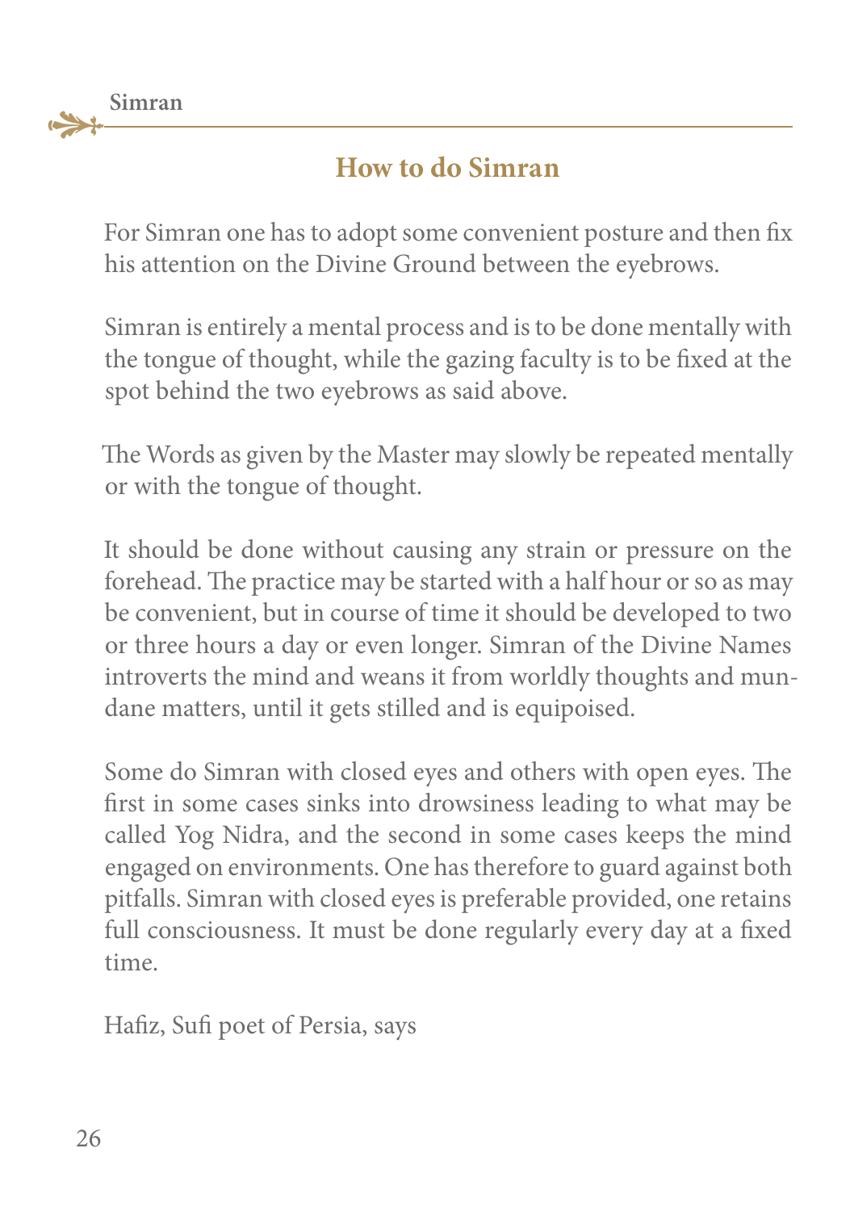## How to do Simran

For Simran one has to adopt some convenient posture and then fix his attention on the Divine Ground between the eyebrows.

Simran is entirely a mental process and is to be done mentally with the tongue of thought, while the gazing faculty is to be fixed at the spot behind the two eyebrows as said above.

The Words as given by the Master may slowly be repeated mentally or with the tongue of thought.

It should be done without causing any strain or pressure on the forehead. The practice may be started with a half hour or so as may be convenient, but in course of time it should be developed to two or three hours a day or even longer. Simran of the Divine Names introverts the mind and weans it from worldly thoughts and mundane matters, until it gets stilled and is equipoised.

Some do Simran with closed eyes and others with open eyes. The first in some cases sinks into drowsiness leading to what may be called Yog Nidra, and the second in some cases keeps the mind engaged on environments. One has therefore to guard against both pitfalls. Simran with closed eyes is preferable provided, one retains full consciousness. It must be done regularly every day at a fixed time.

Hafiz, Sufi poet of Persia, says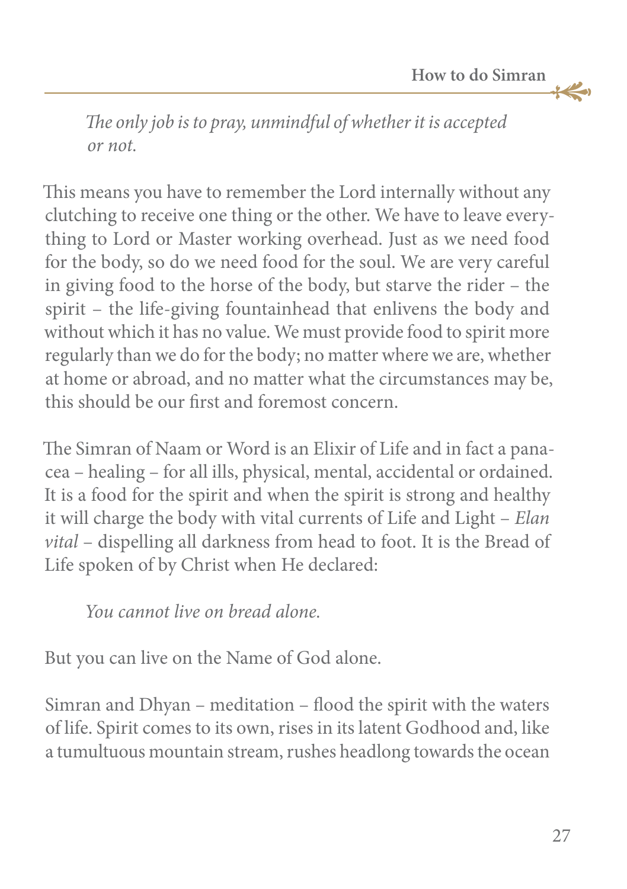*The only job is to pray, unmindful of whether it is accepted or not.*

This means you have to remember the Lord internally without any clutching to receive one thing or the other. We have to leave everything to Lord or Master working overhead. Just as we need food for the body, so do we need food for the soul. We are very careful in giving food to the horse of the body, but starve the rider – the spirit – the life-giving fountainhead that enlivens the body and without which it has no value. We must provide food to spirit more regularly than we do for the body; no matter where we are, whether at home or abroad, and no matter what the circumstances may be, this should be our first and foremost concern.

The Simran of Naam or Word is an Elixir of Life and in fact a panacea – healing – for all ills, physical, mental, accidental or ordained. It is a food for the spirit and when the spirit is strong and healthy it will charge the body with vital currents of Life and Light – *Elan vital* – dispelling all darkness from head to foot. It is the Bread of Life spoken of by Christ when He declared:

*You cannot live on bread alone.*

But you can live on the Name of God alone.

Simran and Dhyan – meditation – flood the spirit with the waters of life. Spirit comes to its own, rises in its latent Godhood and, like a tumultuous mountain stream, rushes headlong towards the ocean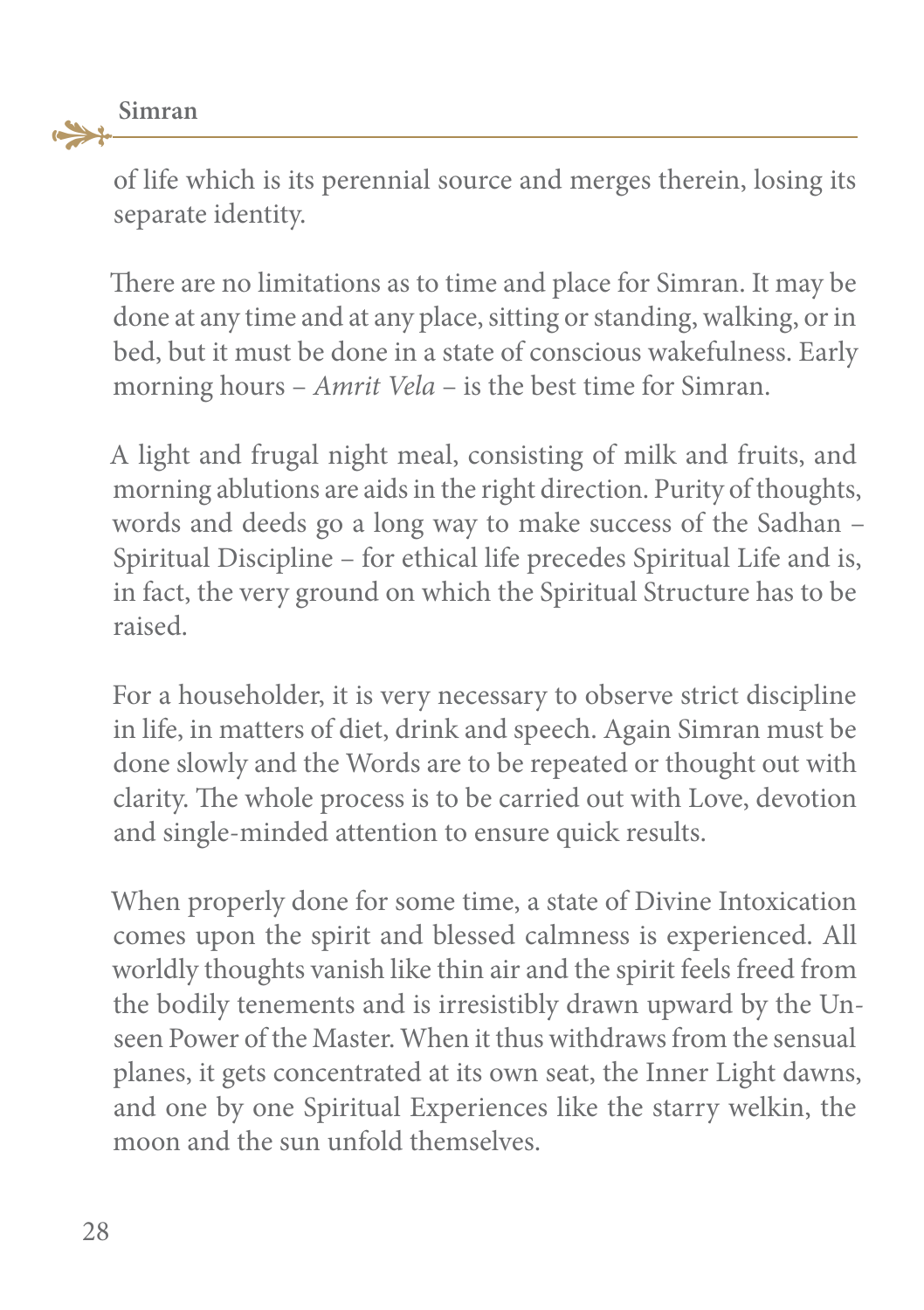of life which is its perennial source and merges therein, losing its separate identity.

There are no limitations as to time and place for Simran. It may be done at any time and at any place, sitting or standing, walking, or in bed, but it must be done in a state of conscious wakefulness. Early morning hours – *Amrit Vela* – is the best time for Simran.

A light and frugal night meal, consisting of milk and fruits, and morning ablutions are aids in the right direction. Purity of thoughts, words and deeds go a long way to make success of the Sadhan – Spiritual Discipline – for ethical life precedes Spiritual Life and is, in fact, the very ground on which the Spiritual Structure has to be raised.

For a householder, it is very necessary to observe strict discipline in life, in matters of diet, drink and speech. Again Simran must be done slowly and the Words are to be repeated or thought out with clarity. The whole process is to be carried out with Love, devotion and single-minded attention to ensure quick results.

When properly done for some time, a state of Divine Intoxication comes upon the spirit and blessed calmness is experienced. All worldly thoughts vanish like thin air and the spirit feels freed from the bodily tenements and is irresistibly drawn upward by the Unseen Power of the Master. When it thus withdraws from the sensual planes, it gets concentrated at its own seat, the Inner Light dawns, and one by one Spiritual Experiences like the starry welkin, the moon and the sun unfold themselves.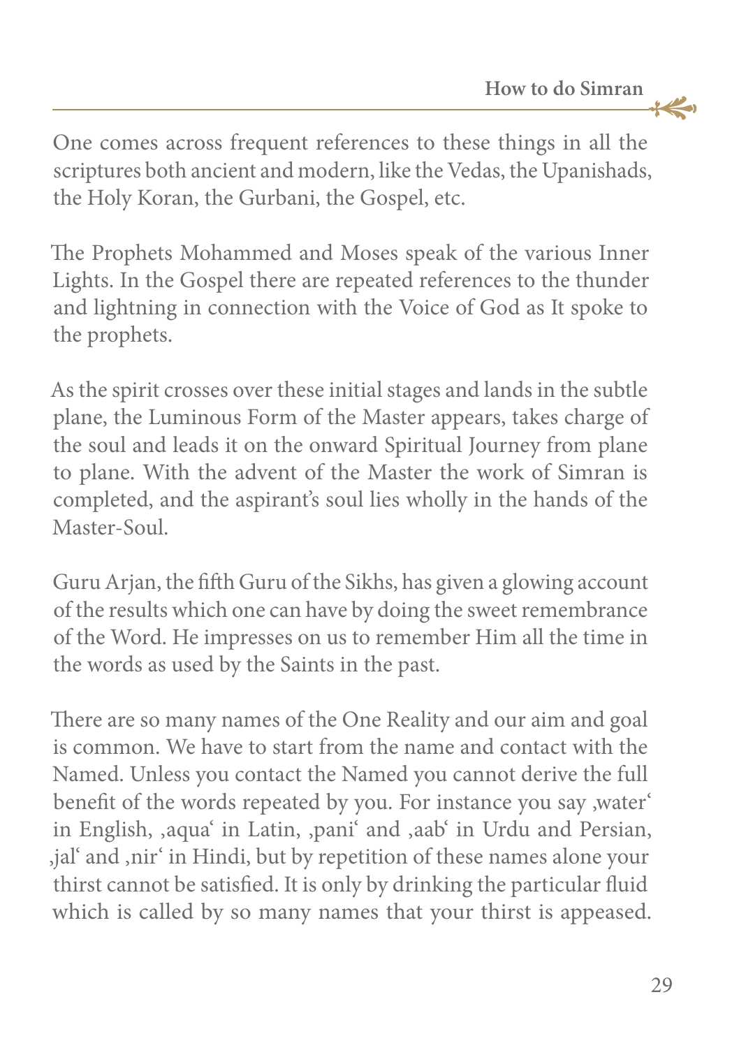One comes across frequent references to these things in all the scriptures both ancient and modern, like the Vedas, the Upanishads, the Holy Koran, the Gurbani, the Gospel, etc.

The Prophets Mohammed and Moses speak of the various Inner Lights. In the Gospel there are repeated references to the thunder and lightning in connection with the Voice of God as It spoke to the prophets.

As the spirit crosses over these initial stages and lands in the subtle plane, the Luminous Form of the Master appears, takes charge of the soul and leads it on the onward Spiritual Journey from plane to plane. With the advent of the Master the work of Simran is completed, and the aspirant's soul lies wholly in the hands of the Master-Soul.

Guru Arjan, the fifth Guru of the Sikhs, has given a glowing account of the results which one can have by doing the sweet remembrance of the Word. He impresses on us to remember Him all the time in the words as used by the Saints in the past.

There are so many names of the One Reality and our aim and goal is common. We have to start from the name and contact with the Named. Unless you contact the Named you cannot derive the full benefit of the words repeated by you. For instance you say ‚water' in English, ‚aqua' in Latin, ‚pani' and ‚aab' in Urdu and Persian, ‚jal' and ‚nir' in Hindi, but by repetition of these names alone your thirst cannot be satisfied. It is only by drinking the particular fluid which is called by so many names that your thirst is appeased.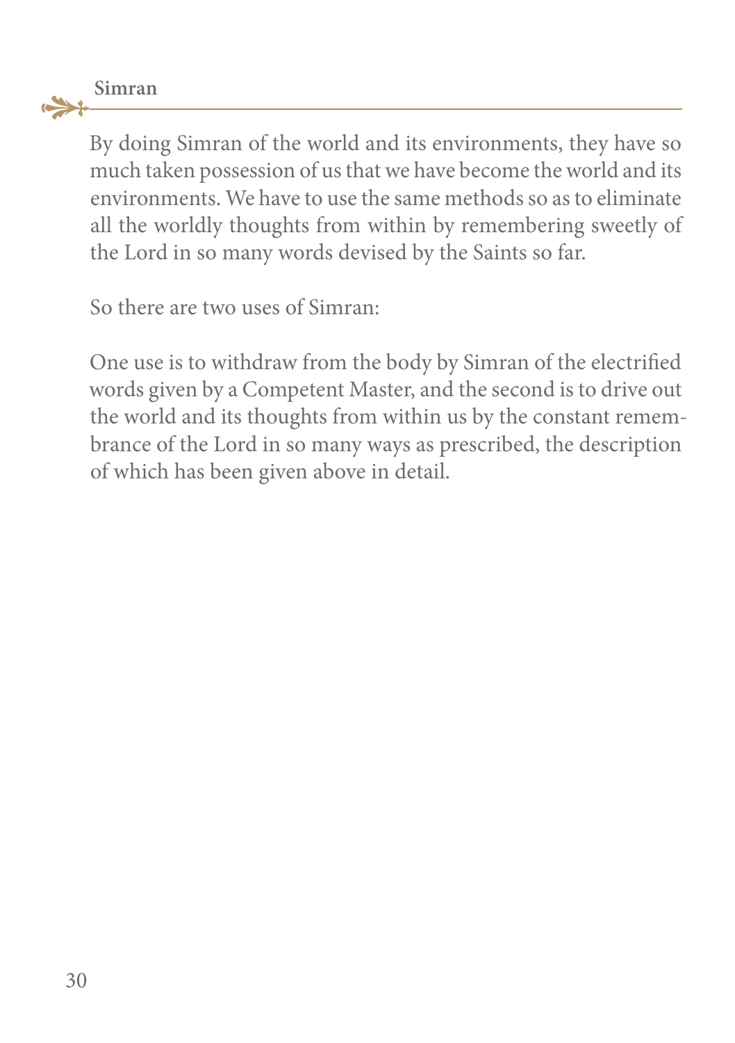By doing Simran of the world and its environments, they have so much taken possession of us that we have become the world and its environments. We have to use the same methods so as to eliminate all the worldly thoughts from within by remembering sweetly of the Lord in so many words devised by the Saints so far.

So there are two uses of Simran:

One use is to withdraw from the body by Simran of the electrified words given by a Competent Master, and the second is to drive out the world and its thoughts from within us by the constant remembrance of the Lord in so many ways as prescribed, the description of which has been given above in detail.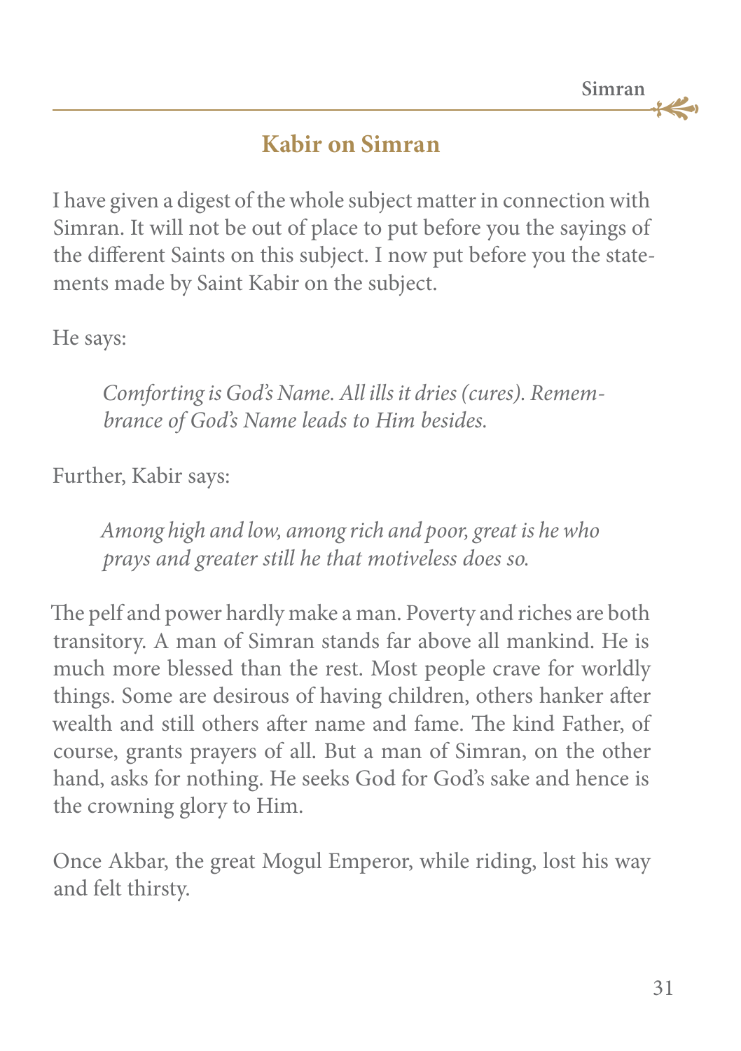## Kabir on Simran

I have given a digest of the whole subject matter in connection with Simran. It will not be out of place to put before you the sayings of the different Saints on this subject. I now put before you the statements made by Saint Kabir on the subject.

He says:

> *Comforting is God's Name. All ills it dries (cures). Remembrance of God's Name leads to Him besides.*

Further, Kabir says:

> *Among high and low, among rich and poor, great is he who prays and greater still he that motiveless does so.*

The pelf and power hardly make a man. Poverty and riches are both transitory. A man of Simran stands far above all mankind. He is much more blessed than the rest. Most people crave for worldly things. Some are desirous of having children, others hanker after wealth and still others after name and fame. The kind Father, of course, grants prayers of all. But a man of Simran, on the other hand, asks for nothing. He seeks God for God's sake and hence is the crowning glory to Him.

Once Akbar, the great Mogul Emperor, while riding, lost his way and felt thirsty.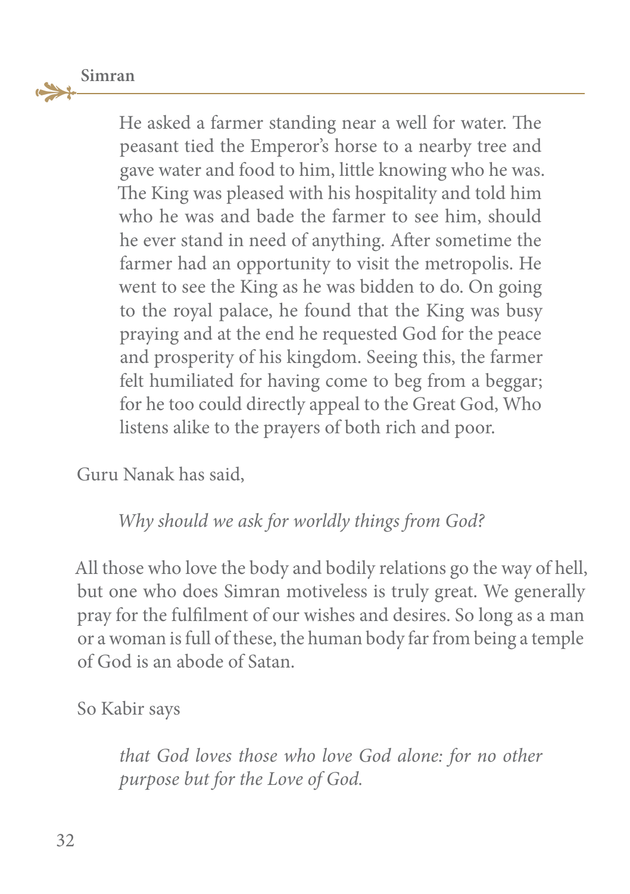> He asked a farmer standing near a well for water. The peasant tied the Emperor's horse to a nearby tree and gave water and food to him, little knowing who he was. The King was pleased with his hospitality and told him who he was and bade the farmer to see him, should he ever stand in need of anything. After sometime the farmer had an opportunity to visit the metropolis. He went to see the King as he was bidden to do. On going to the royal palace, he found that the King was busy praying and at the end he requested God for the peace and prosperity of his kingdom. Seeing this, the farmer felt humiliated for having come to beg from a beggar; for he too could directly appeal to the Great God, Who listens alike to the prayers of both rich and poor.

Guru Nanak has said,

> *Why should we ask for worldly things from God?*

All those who love the body and bodily relations go the way of hell, but one who does Simran motiveless is truly great. We generally pray for the fulfilment of our wishes and desires. So long as a man or a woman is full of these, the human body far from being a temple of God is an abode of Satan.

So Kabir says

> *that God loves those who love God alone: for no other purpose but for the Love of God.*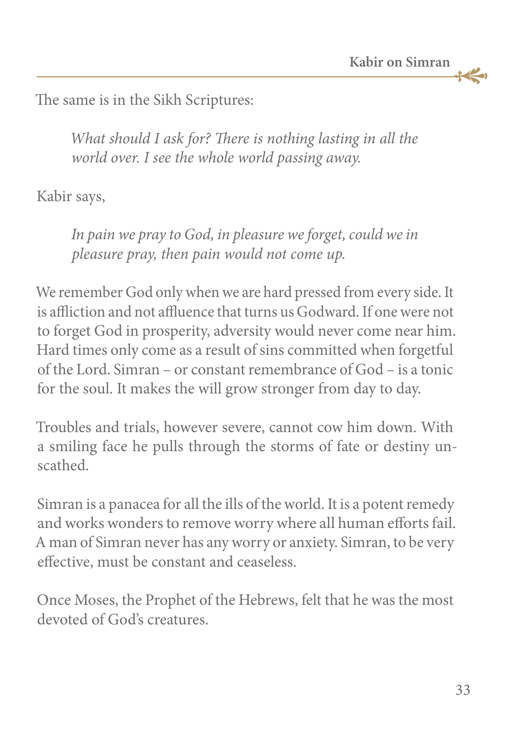The same is in the Sikh Scriptures:

> *What should I ask for? There is nothing lasting in all the world over. I see the whole world passing away.*

Kabir says,

> *In pain we pray to God, in pleasure we forget, could we in pleasure pray, then pain would not come up.*

We remember God only when we are hard pressed from every side. It is affliction and not affluence that turns us Godward. If one were not to forget God in prosperity, adversity would never come near him. Hard times only come as a result of sins committed when forgetful of the Lord. Simran – or constant remembrance of God – is a tonic for the soul. It makes the will grow stronger from day to day.

Troubles and trials, however severe, cannot cow him down. With a smiling face he pulls through the storms of fate or destiny unscathed.

Simran is a panacea for all the ills of the world. It is a potent remedy and works wonders to remove worry where all human efforts fail. A man of Simran never has any worry or anxiety. Simran, to be very effective, must be constant and ceaseless.

Once Moses, the Prophet of the Hebrews, felt that he was the most devoted of God's creatures.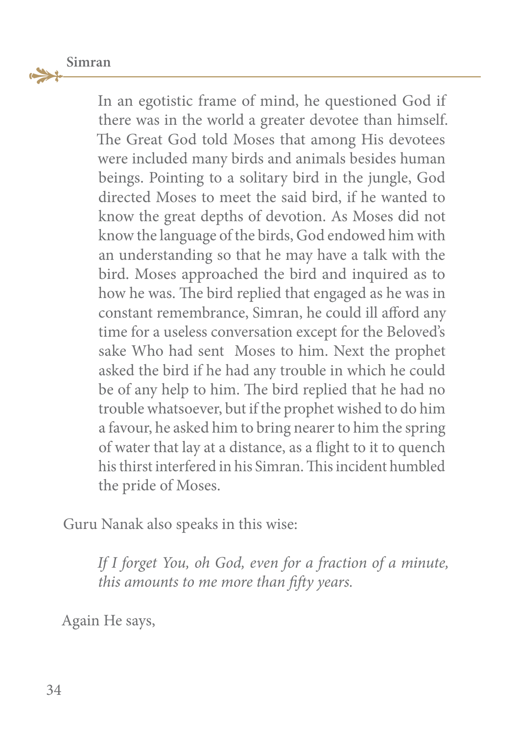> In an egotistic frame of mind, he questioned God if there was in the world a greater devotee than himself. The Great God told Moses that among His devotees were included many birds and animals besides human beings. Pointing to a solitary bird in the jungle, God directed Moses to meet the said bird, if he wanted to know the great depths of devotion. As Moses did not know the language of the birds, God endowed him with an understanding so that he may have a talk with the bird. Moses approached the bird and inquired as to how he was. The bird replied that engaged as he was in constant remembrance, Simran, he could ill afford any time for a useless conversation except for the Beloved's sake Who had sent Moses to him. Next the prophet asked the bird if he had any trouble in which he could be of any help to him. The bird replied that he had no trouble whatsoever, but if the prophet wished to do him a favour, he asked him to bring nearer to him the spring of water that lay at a distance, as a flight to it to quench his thirst interfered in his Simran. This incident humbled the pride of Moses.

Guru Nanak also speaks in this wise:

> *If I forget You, oh God, even for a fraction of a minute, this amounts to me more than fifty years.*

Again He says,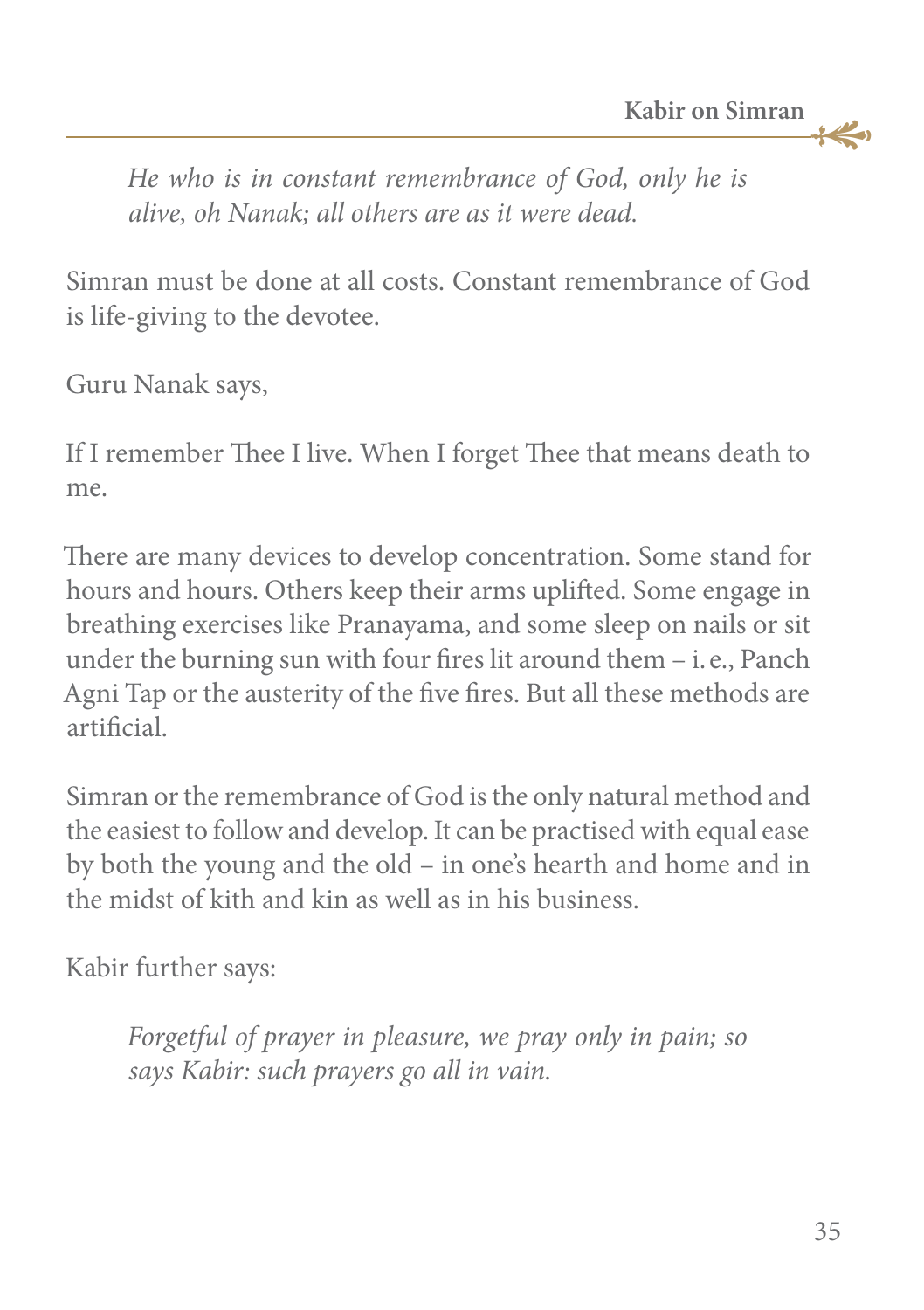> *He who is in constant remembrance of God, only he is alive, oh Nanak; all others are as it were dead.*

Simran must be done at all costs. Constant remembrance of God is life-giving to the devotee.

Guru Nanak says,

If I remember Thee I live. When I forget Thee that means death to me.

There are many devices to develop concentration. Some stand for hours and hours. Others keep their arms uplifted. Some engage in breathing exercises like Pranayama, and some sleep on nails or sit under the burning sun with four fires lit around them – i. e., Panch Agni Tap or the austerity of the five fires. But all these methods are artificial.

Simran or the remembrance of God is the only natural method and the easiest to follow and develop. It can be practised with equal ease by both the young and the old – in one's hearth and home and in the midst of kith and kin as well as in his business.

Kabir further says:

> *Forgetful of prayer in pleasure, we pray only in pain; so says Kabir: such prayers go all in vain.*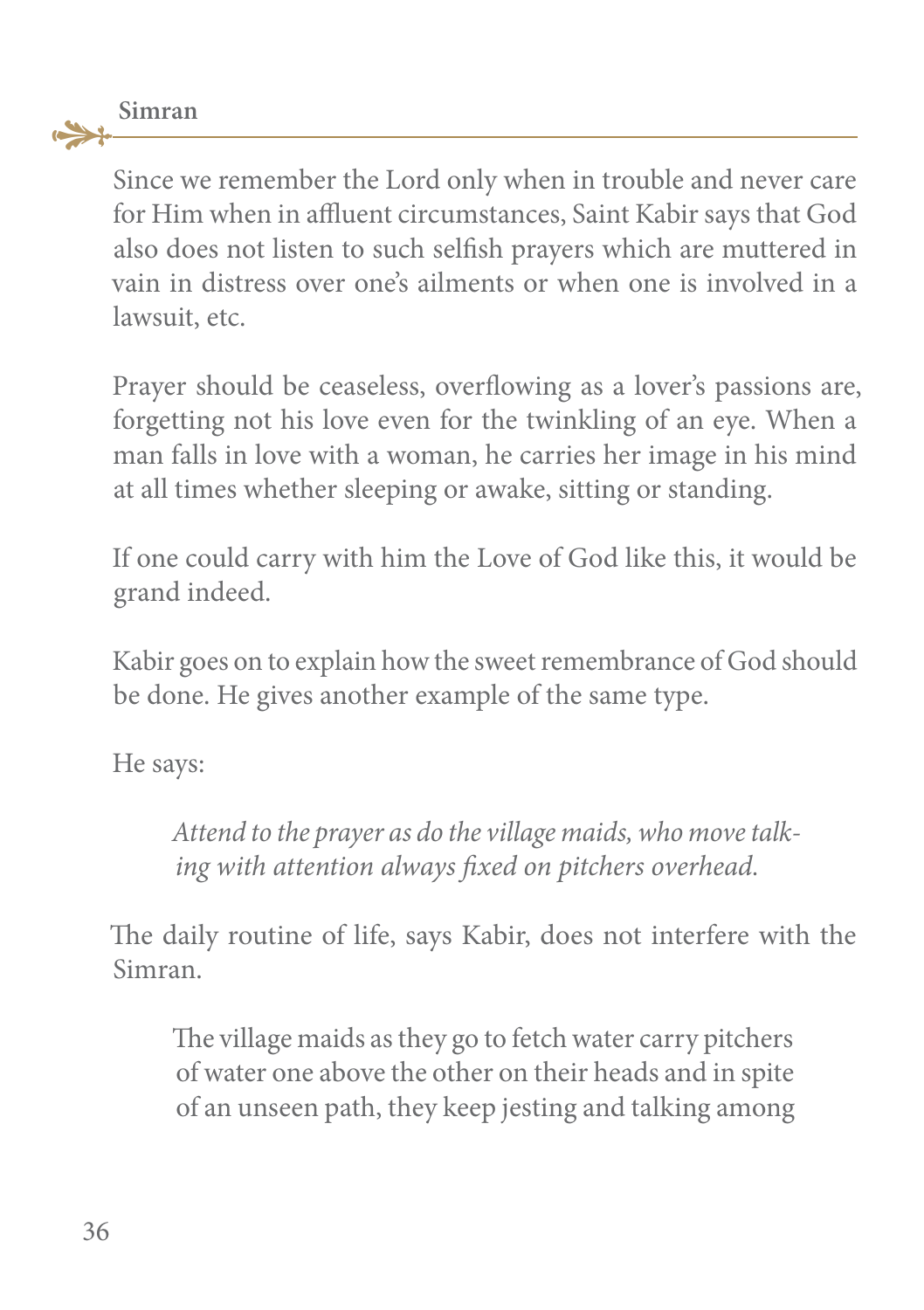Since we remember the Lord only when in trouble and never care for Him when in affluent circumstances, Saint Kabir says that God also does not listen to such selfish prayers which are muttered in vain in distress over one's ailments or when one is involved in a lawsuit, etc.

Prayer should be ceaseless, overflowing as a lover's passions are, forgetting not his love even for the twinkling of an eye. When a man falls in love with a woman, he carries her image in his mind at all times whether sleeping or awake, sitting or standing.

If one could carry with him the Love of God like this, it would be grand indeed.

Kabir goes on to explain how the sweet remembrance of God should be done. He gives another example of the same type.

He says:

> *Attend to the prayer as do the village maids, who move talking with attention always fixed on pitchers overhead.*

The daily routine of life, says Kabir, does not interfere with the Simran.

> The village maids as they go to fetch water carry pitchers of water one above the other on their heads and in spite of an unseen path, they keep jesting and talking among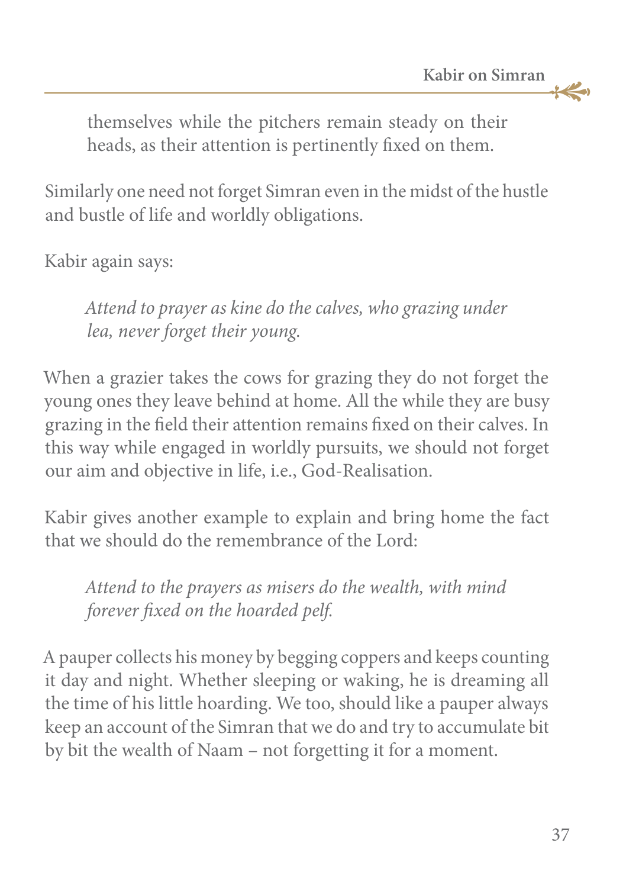> themselves while the pitchers remain steady on their heads, as their attention is pertinently fixed on them.

Similarly one need not forget Simran even in the midst of the hustle and bustle of life and worldly obligations.

Kabir again says:

> *Attend to prayer as kine do the calves, who grazing under lea, never forget their young.*

When a grazier takes the cows for grazing they do not forget the young ones they leave behind at home. All the while they are busy grazing in the field their attention remains fixed on their calves. In this way while engaged in worldly pursuits, we should not forget our aim and objective in life, i.e., God-Realisation.

Kabir gives another example to explain and bring home the fact that we should do the remembrance of the Lord:

> *Attend to the prayers as misers do the wealth, with mind forever fixed on the hoarded pelf.*

A pauper collects his money by begging coppers and keeps counting it day and night. Whether sleeping or waking, he is dreaming all the time of his little hoarding. We too, should like a pauper always keep an account of the Simran that we do and try to accumulate bit by bit the wealth of Naam – not forgetting it for a moment.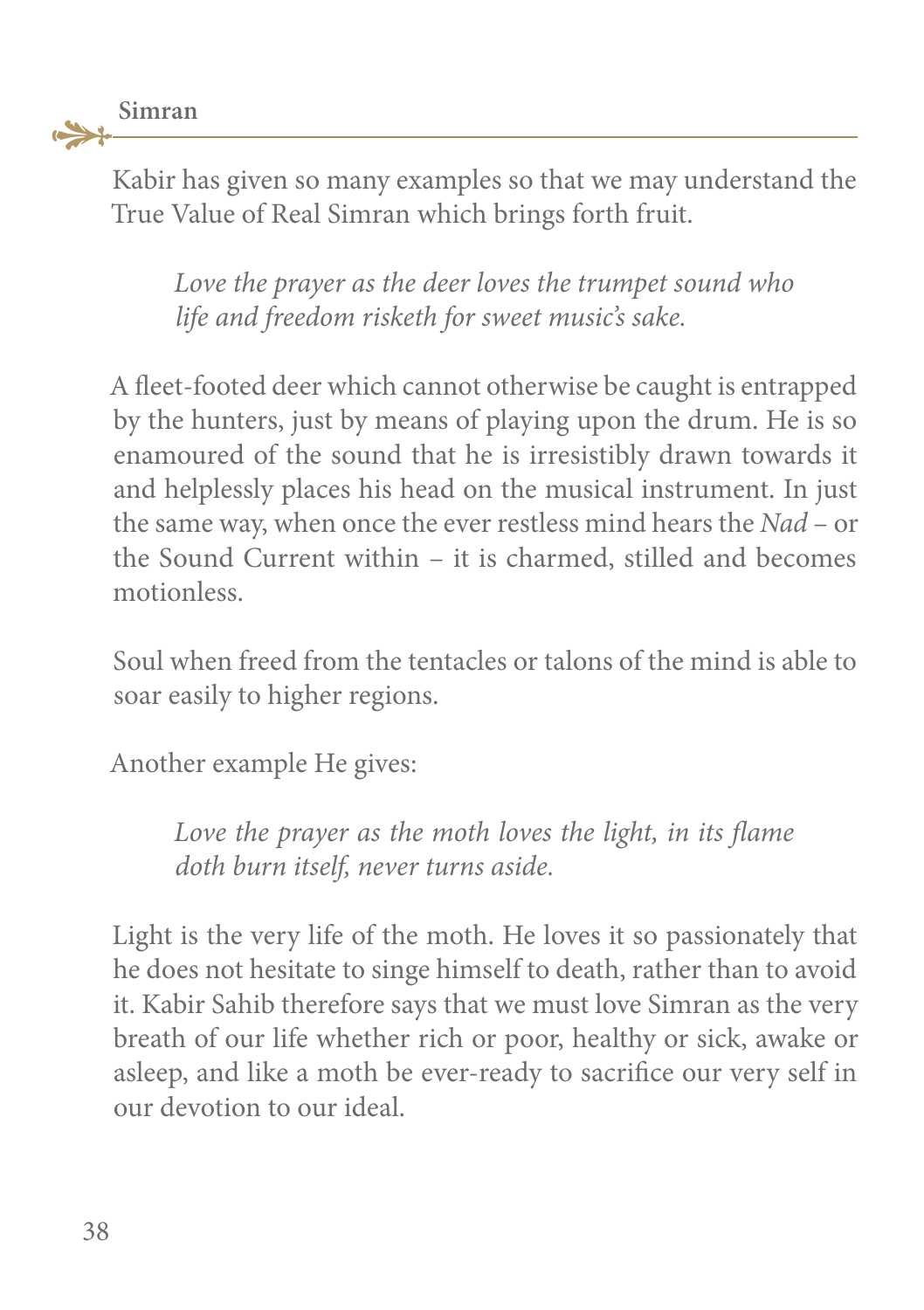Kabir has given so many examples so that we may understand the True Value of Real Simran which brings forth fruit.

> *Love the prayer as the deer loves the trumpet sound who life and freedom risketh for sweet music's sake.*

A fleet-footed deer which cannot otherwise be caught is entrapped by the hunters, just by means of playing upon the drum. He is so enamoured of the sound that he is irresistibly drawn towards it and helplessly places his head on the musical instrument. In just the same way, when once the ever restless mind hears the *Nad* – or the Sound Current within – it is charmed, stilled and becomes motionless.

Soul when freed from the tentacles or talons of the mind is able to soar easily to higher regions.

Another example He gives:

> *Love the prayer as the moth loves the light, in its flame doth burn itself, never turns aside.*

Light is the very life of the moth. He loves it so passionately that he does not hesitate to singe himself to death, rather than to avoid it. Kabir Sahib therefore says that we must love Simran as the very breath of our life whether rich or poor, healthy or sick, awake or asleep, and like a moth be ever-ready to sacrifice our very self in our devotion to our ideal.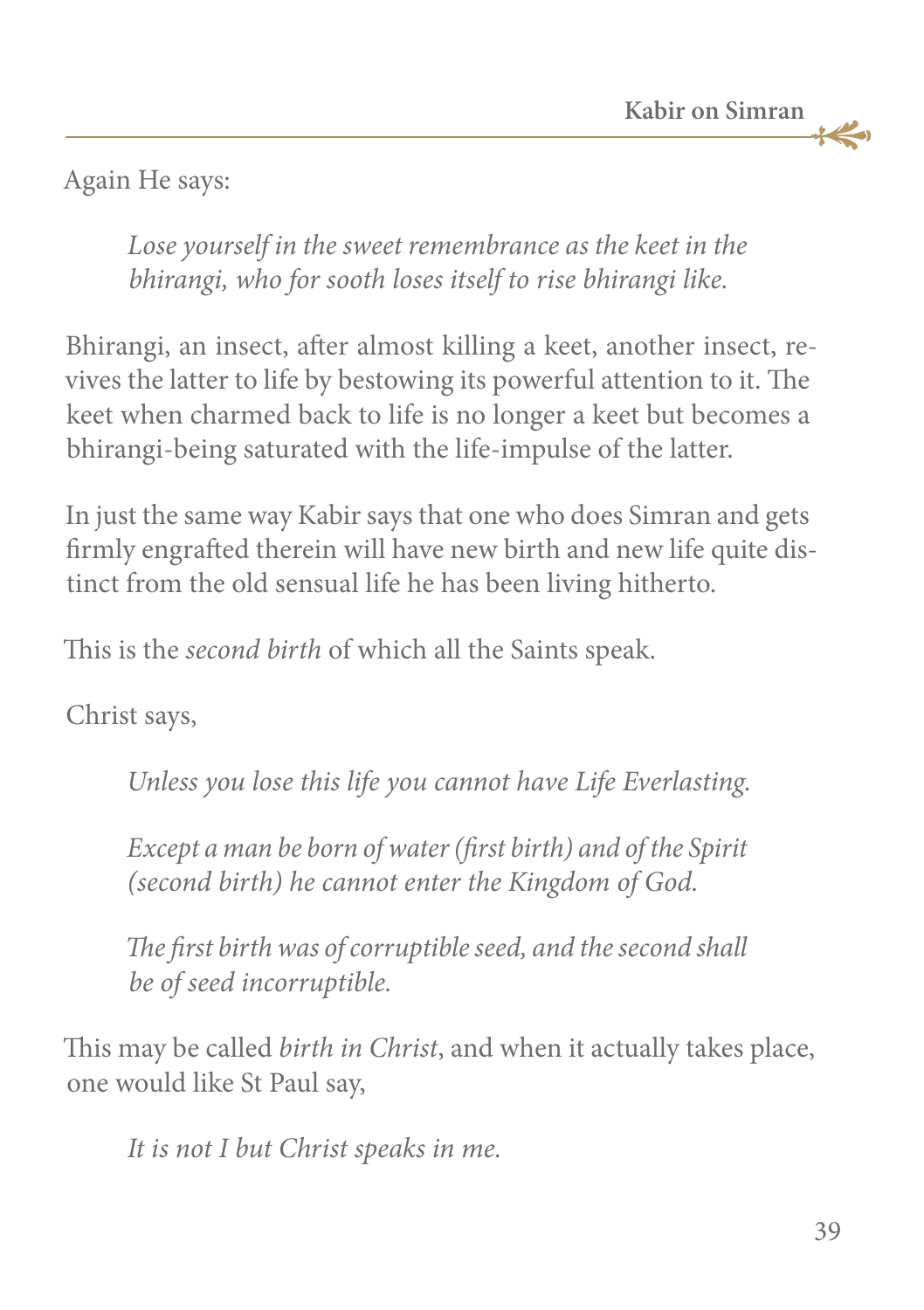Again He says:

> *Lose yourself in the sweet remembrance as the keet in the bhirangi, who for sooth loses itself to rise bhirangi like.*

Bhirangi, an insect, after almost killing a keet, another insect, revives the latter to life by bestowing its powerful attention to it. The keet when charmed back to life is no longer a keet but becomes a bhirangi-being saturated with the life-impulse of the latter.

In just the same way Kabir says that one who does Simran and gets firmly engrafted therein will have new birth and new life quite distinct from the old sensual life he has been living hitherto.

This is the *second birth* of which all the Saints speak.

Christ says,

> *Unless you lose this life you cannot have Life Everlasting.*
>
> *Except a man be born of water (first birth) and of the Spirit (second birth) he cannot enter the Kingdom of God.*
>
> *The first birth was of corruptible seed, and the second shall be of seed incorruptible.*

This may be called *birth in Christ*, and when it actually takes place, one would like St Paul say,

> *It is not I but Christ speaks in me.*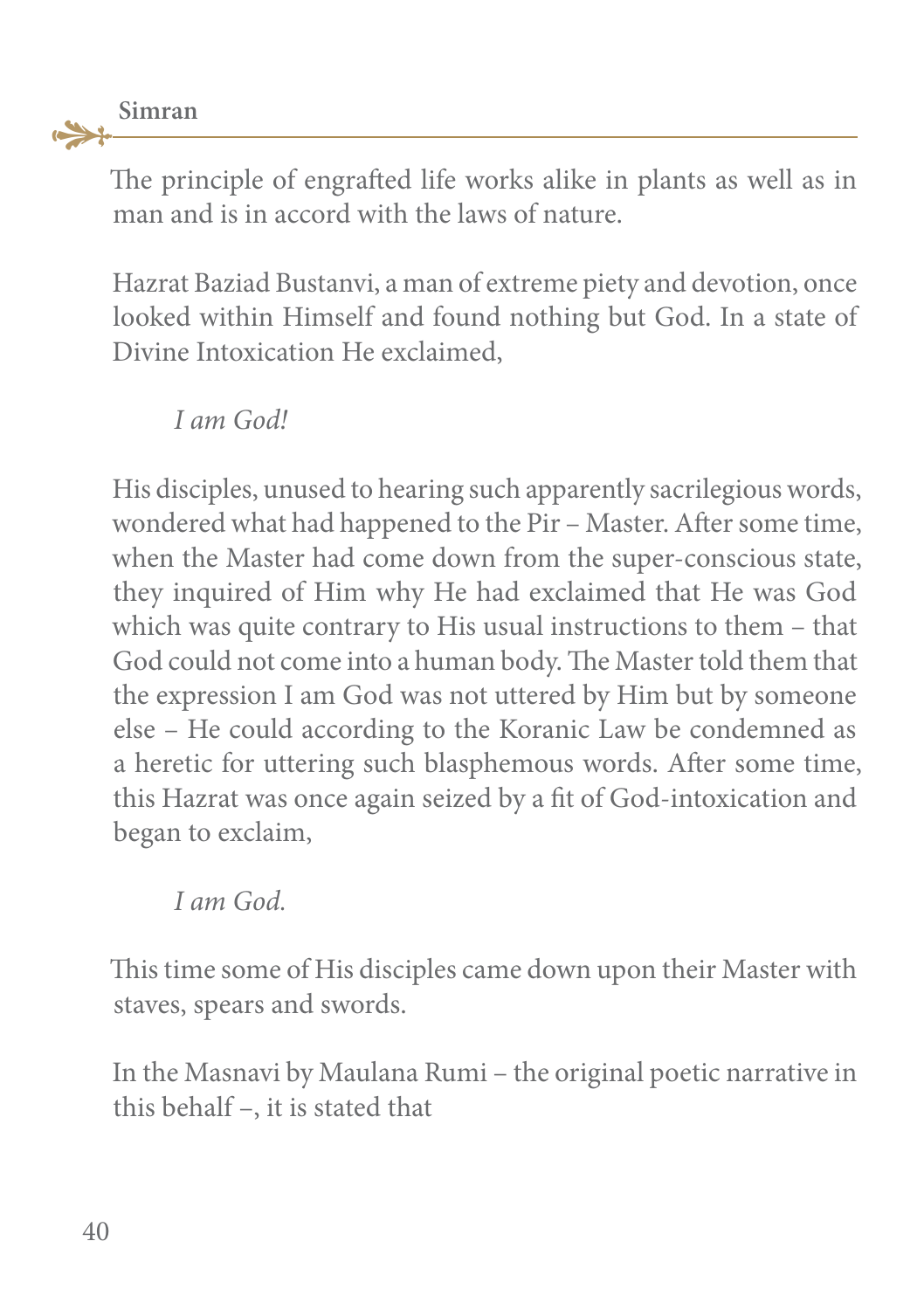The principle of engrafted life works alike in plants as well as in man and is in accord with the laws of nature.

Hazrat Baziad Bustanvi, a man of extreme piety and devotion, once looked within Himself and found nothing but God. In a state of Divine Intoxication He exclaimed,

> *I am God!*

His disciples, unused to hearing such apparently sacrilegious words, wondered what had happened to the Pir – Master. After some time, when the Master had come down from the super-conscious state, they inquired of Him why He had exclaimed that He was God which was quite contrary to His usual instructions to them – that God could not come into a human body. The Master told them that the expression I am God was not uttered by Him but by someone else – He could according to the Koranic Law be condemned as a heretic for uttering such blasphemous words. After some time, this Hazrat was once again seized by a fit of God-intoxication and began to exclaim,

> *I am God.*

This time some of His disciples came down upon their Master with staves, spears and swords.

In the Masnavi by Maulana Rumi – the original poetic narrative in this behalf –, it is stated that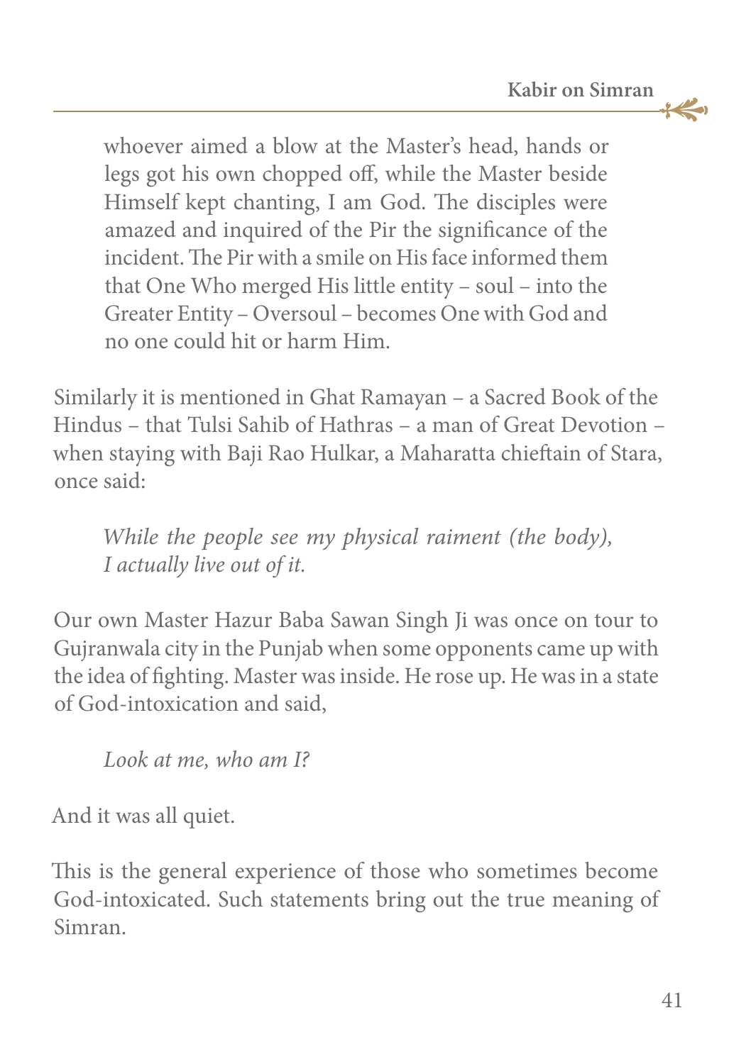> whoever aimed a blow at the Master's head, hands or legs got his own chopped off, while the Master beside Himself kept chanting, I am God. The disciples were amazed and inquired of the Pir the significance of the incident. The Pir with a smile on His face informed them that One Who merged His little entity – soul – into the Greater Entity – Oversoul – becomes One with God and no one could hit or harm Him.

Similarly it is mentioned in Ghat Ramayan – a Sacred Book of the Hindus – that Tulsi Sahib of Hathras – a man of Great Devotion – when staying with Baji Rao Hulkar, a Maharatta chieftain of Stara, once said:

> *While the people see my physical raiment (the body), I actually live out of it.*

Our own Master Hazur Baba Sawan Singh Ji was once on tour to Gujranwala city in the Punjab when some opponents came up with the idea of fighting. Master was inside. He rose up. He was in a state of God-intoxication and said,

> *Look at me, who am I?*

And it was all quiet.

This is the general experience of those who sometimes become God-intoxicated. Such statements bring out the true meaning of Simran.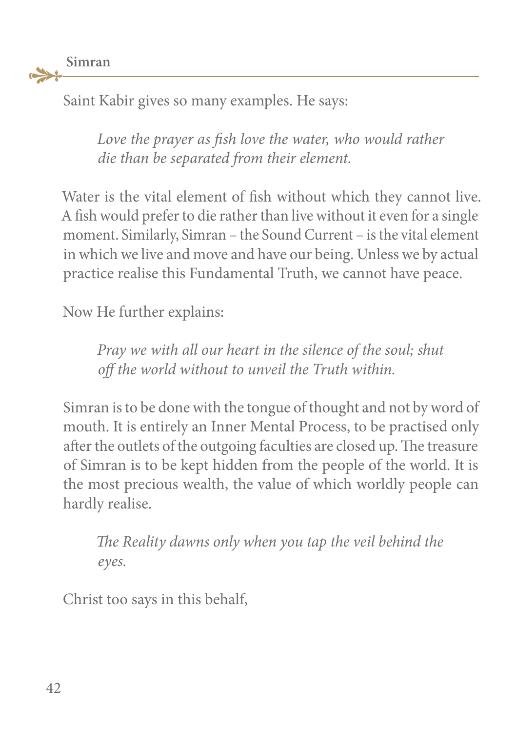Saint Kabir gives so many examples. He says:

> *Love the prayer as fish love the water, who would rather die than be separated from their element.*

Water is the vital element of fish without which they cannot live. A fish would prefer to die rather than live without it even for a single moment. Similarly, Simran – the Sound Current – is the vital element in which we live and move and have our being. Unless we by actual practice realise this Fundamental Truth, we cannot have peace.

Now He further explains:

> *Pray we with all our heart in the silence of the soul; shut off the world without to unveil the Truth within.*

Simran is to be done with the tongue of thought and not by word of mouth. It is entirely an Inner Mental Process, to be practised only after the outlets of the outgoing faculties are closed up. The treasure of Simran is to be kept hidden from the people of the world. It is the most precious wealth, the value of which worldly people can hardly realise.

> *The Reality dawns only when you tap the veil behind the eyes.*

Christ too says in this behalf,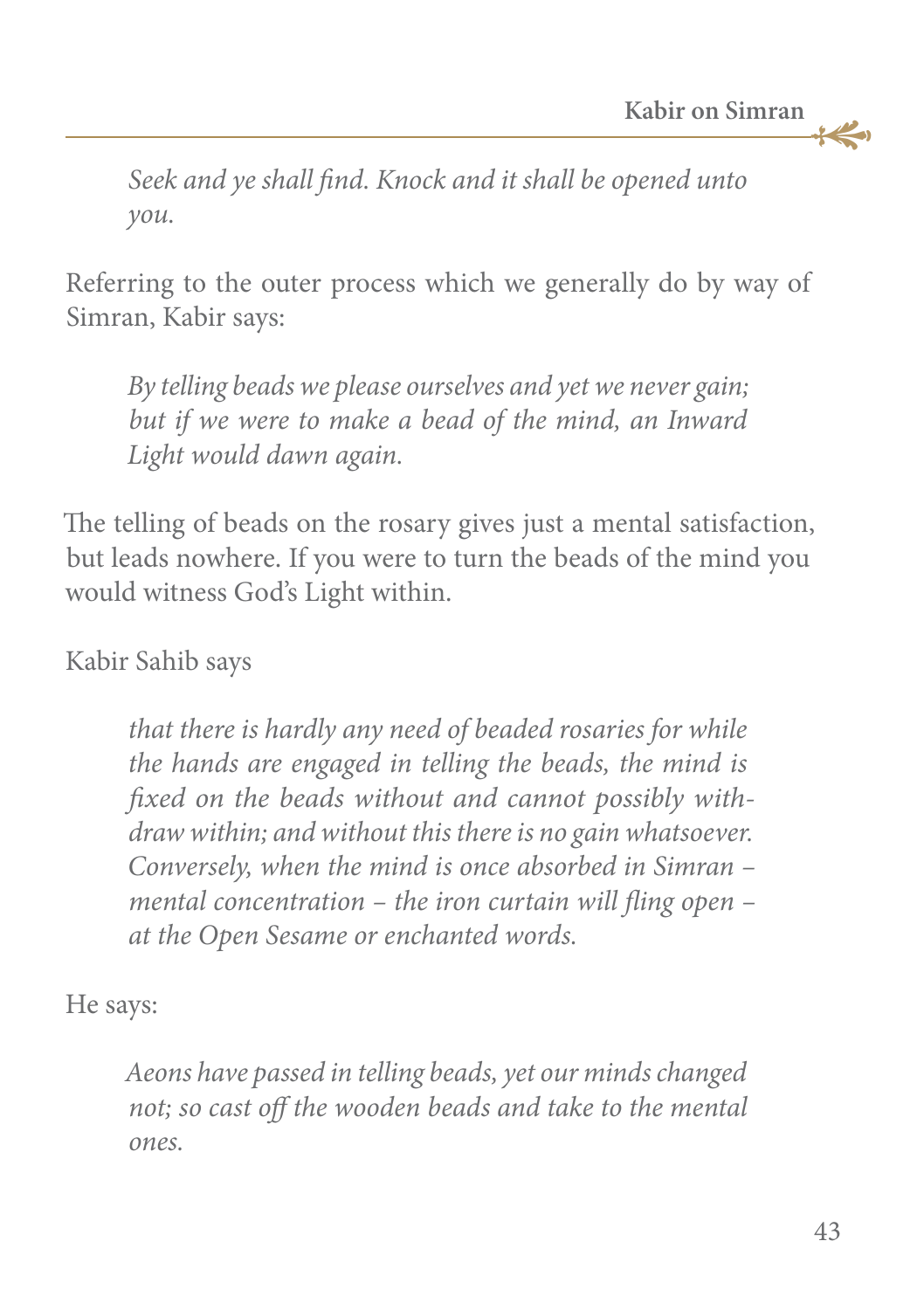> *Seek and ye shall find. Knock and it shall be opened unto you.*

Referring to the outer process which we generally do by way of Simran, Kabir says:

> *By telling beads we please ourselves and yet we never gain; but if we were to make a bead of the mind, an Inward Light would dawn again.*

The telling of beads on the rosary gives just a mental satisfaction, but leads nowhere. If you were to turn the beads of the mind you would witness God's Light within.

Kabir Sahib says

> *that there is hardly any need of beaded rosaries for while the hands are engaged in telling the beads, the mind is fixed on the beads without and cannot possibly withdraw within; and without this there is no gain whatsoever. Conversely, when the mind is once absorbed in Simran – mental concentration – the iron curtain will fling open – at the Open Sesame or enchanted words.*

He says:

> *Aeons have passed in telling beads, yet our minds changed not; so cast off the wooden beads and take to the mental ones.*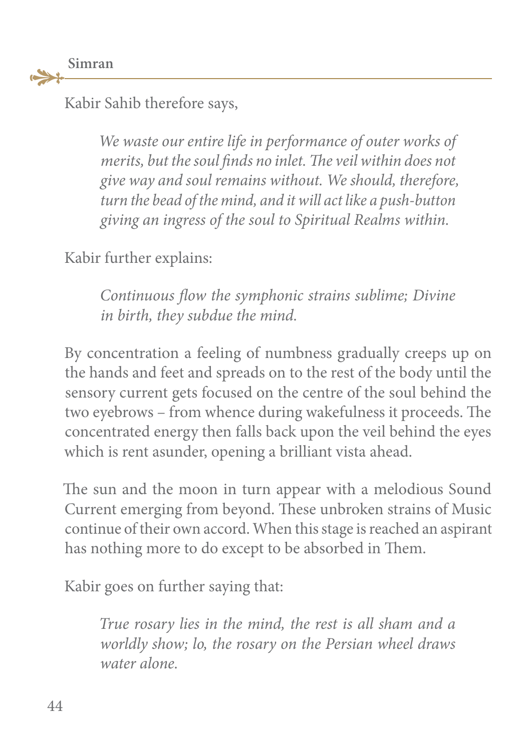Kabir Sahib therefore says,

> *We waste our entire life in performance of outer works of merits, but the soul finds no inlet. The veil within does not give way and soul remains without. We should, therefore, turn the bead of the mind, and it will act like a push-button giving an ingress of the soul to Spiritual Realms within.*

Kabir further explains:

> *Continuous flow the symphonic strains sublime; Divine in birth, they subdue the mind.*

By concentration a feeling of numbness gradually creeps up on the hands and feet and spreads on to the rest of the body until the sensory current gets focused on the centre of the soul behind the two eyebrows – from whence during wakefulness it proceeds. The concentrated energy then falls back upon the veil behind the eyes which is rent asunder, opening a brilliant vista ahead.

The sun and the moon in turn appear with a melodious Sound Current emerging from beyond. These unbroken strains of Music continue of their own accord. When this stage is reached an aspirant has nothing more to do except to be absorbed in Them.

Kabir goes on further saying that:

> *True rosary lies in the mind, the rest is all sham and a worldly show; lo, the rosary on the Persian wheel draws water alone.*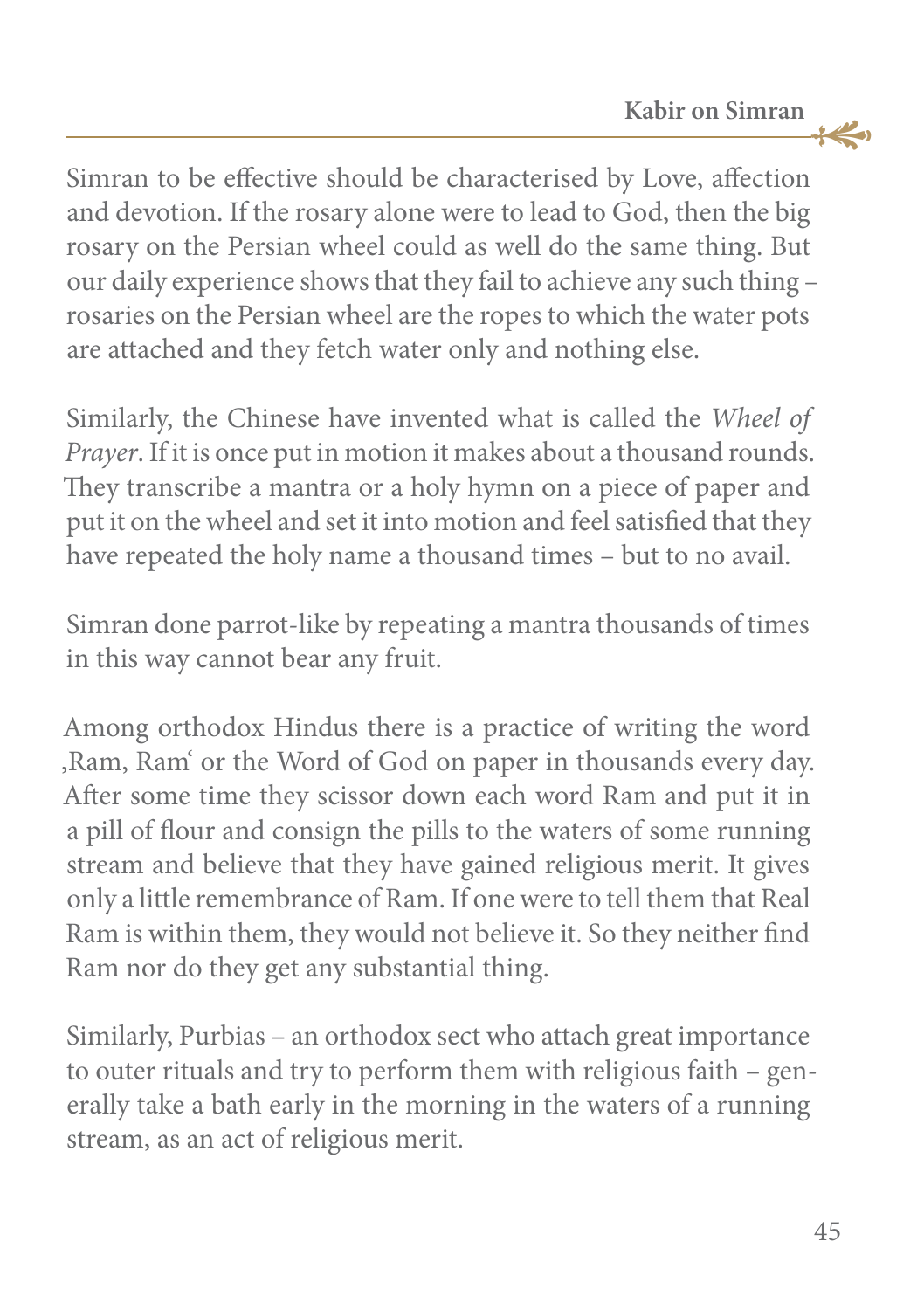Simran to be effective should be characterised by Love, affection and devotion. If the rosary alone were to lead to God, then the big rosary on the Persian wheel could as well do the same thing. But our daily experience shows that they fail to achieve any such thing – rosaries on the Persian wheel are the ropes to which the water pots are attached and they fetch water only and nothing else.

Similarly, the Chinese have invented what is called the *Wheel of Prayer*. If it is once put in motion it makes about a thousand rounds. They transcribe a mantra or a holy hymn on a piece of paper and put it on the wheel and set it into motion and feel satisfied that they have repeated the holy name a thousand times – but to no avail.

Simran done parrot-like by repeating a mantra thousands of times in this way cannot bear any fruit.

Among orthodox Hindus there is a practice of writing the word ‚Ram, Ram' or the Word of God on paper in thousands every day. After some time they scissor down each word Ram and put it in a pill of flour and consign the pills to the waters of some running stream and believe that they have gained religious merit. It gives only a little remembrance of Ram. If one were to tell them that Real Ram is within them, they would not believe it. So they neither find Ram nor do they get any substantial thing.

Similarly, Purbias – an orthodox sect who attach great importance to outer rituals and try to perform them with religious faith – generally take a bath early in the morning in the waters of a running stream, as an act of religious merit.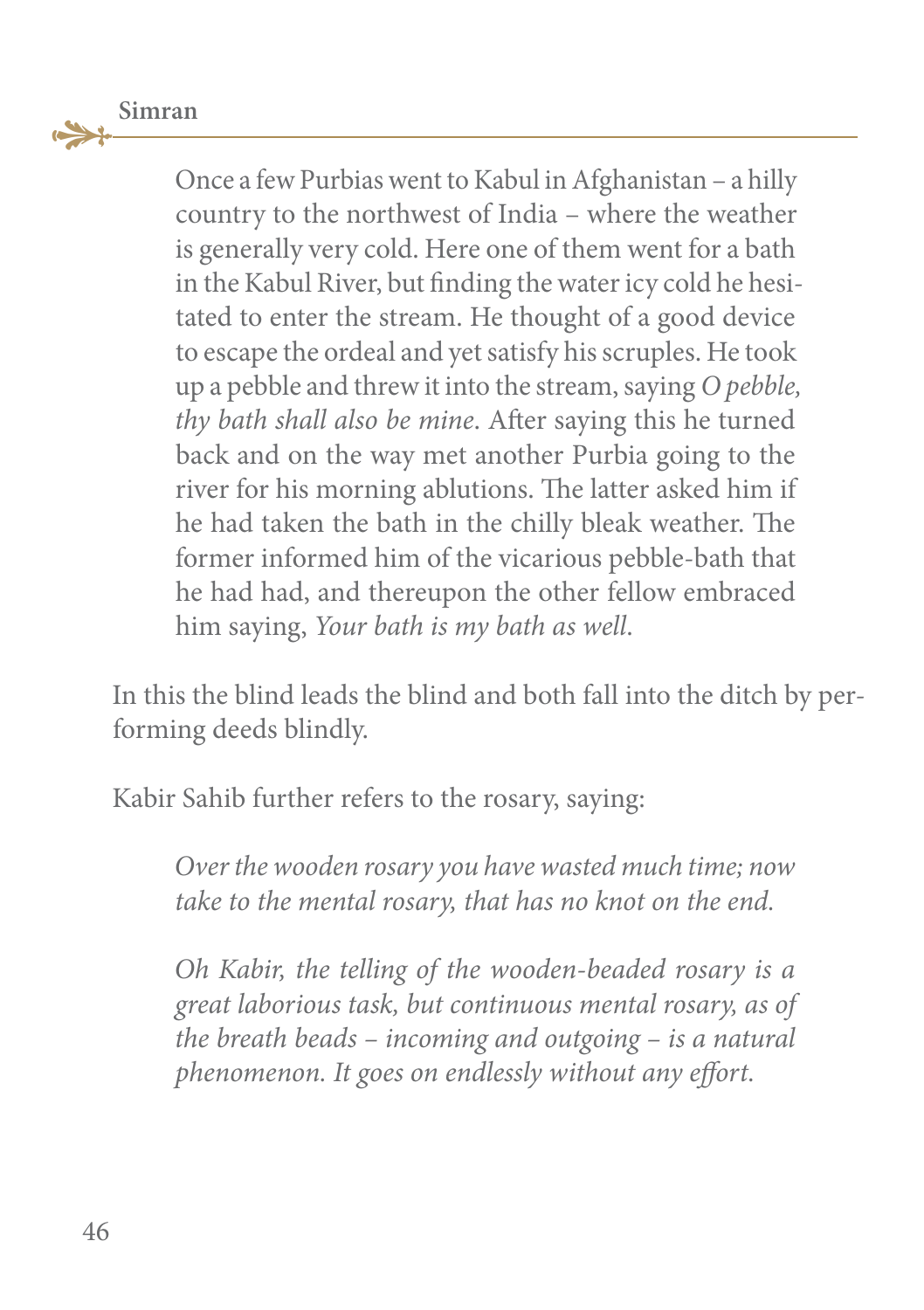> Once a few Purbias went to Kabul in Afghanistan – a hilly country to the northwest of India – where the weather is generally very cold. Here one of them went for a bath in the Kabul River, but finding the water icy cold he hesitated to enter the stream. He thought of a good device to escape the ordeal and yet satisfy his scruples. He took up a pebble and threw it into the stream, saying *O pebble, thy bath shall also be mine*. After saying this he turned back and on the way met another Purbia going to the river for his morning ablutions. The latter asked him if he had taken the bath in the chilly bleak weather. The former informed him of the vicarious pebble-bath that he had had, and thereupon the other fellow embraced him saying, *Your bath is my bath as well*.

In this the blind leads the blind and both fall into the ditch by performing deeds blindly.

Kabir Sahib further refers to the rosary, saying:

> *Over the wooden rosary you have wasted much time; now take to the mental rosary, that has no knot on the end.*
>
> *Oh Kabir, the telling of the wooden-beaded rosary is a great laborious task, but continuous mental rosary, as of the breath beads – incoming and outgoing – is a natural phenomenon. It goes on endlessly without any effort.*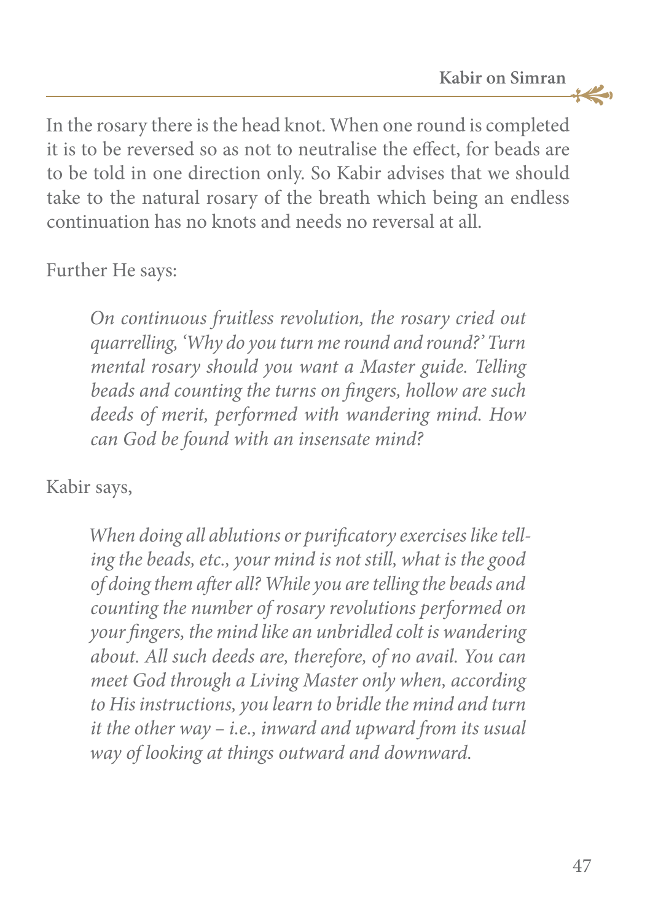In the rosary there is the head knot. When one round is completed it is to be reversed so as not to neutralise the effect, for beads are to be told in one direction only. So Kabir advises that we should take to the natural rosary of the breath which being an endless continuation has no knots and needs no reversal at all.

Further He says:

> *On continuous fruitless revolution, the rosary cried out quarrelling, 'Why do you turn me round and round?' Turn mental rosary should you want a Master guide. Telling beads and counting the turns on fingers, hollow are such deeds of merit, performed with wandering mind. How can God be found with an insensate mind?*

Kabir says,

> *When doing all ablutions or purificatory exercises like telling the beads, etc., your mind is not still, what is the good of doing them after all? While you are telling the beads and counting the number of rosary revolutions performed on your fingers, the mind like an unbridled colt is wandering about. All such deeds are, therefore, of no avail. You can meet God through a Living Master only when, according to His instructions, you learn to bridle the mind and turn it the other way – i.e., inward and upward from its usual way of looking at things outward and downward.*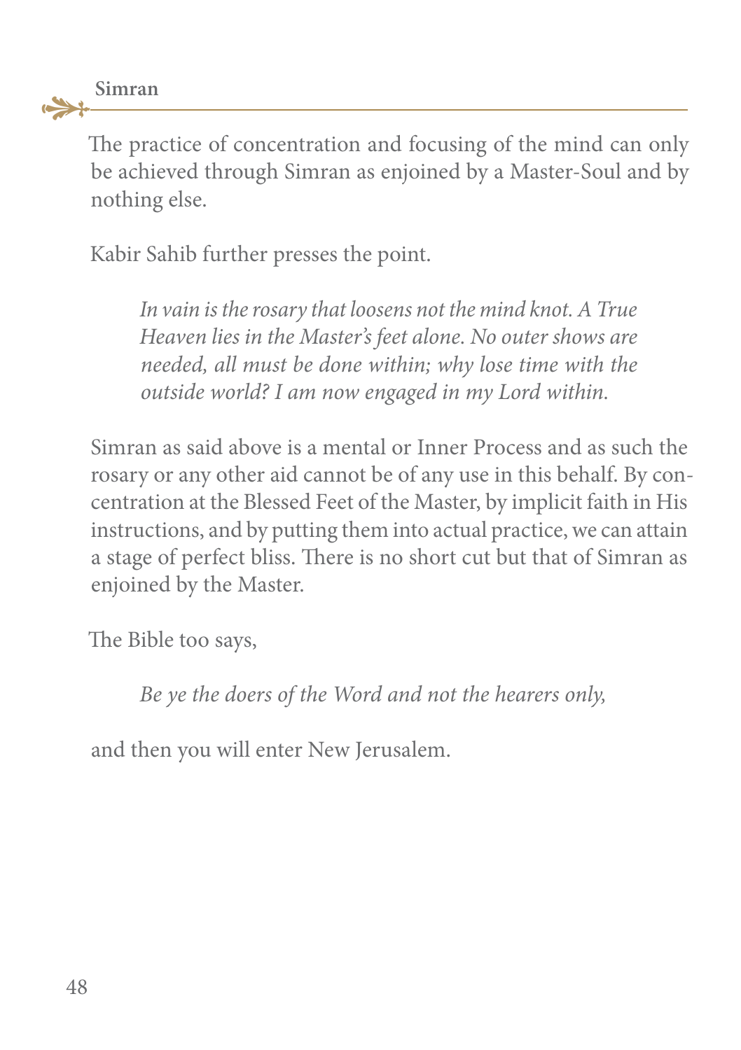The practice of concentration and focusing of the mind can only be achieved through Simran as enjoined by a Master-Soul and by nothing else.

Kabir Sahib further presses the point.

> *In vain is the rosary that loosens not the mind knot. A True Heaven lies in the Master's feet alone. No outer shows are needed, all must be done within; why lose time with the outside world? I am now engaged in my Lord within.*

Simran as said above is a mental or Inner Process and as such the rosary or any other aid cannot be of any use in this behalf. By concentration at the Blessed Feet of the Master, by implicit faith in His instructions, and by putting them into actual practice, we can attain a stage of perfect bliss. There is no short cut but that of Simran as enjoined by the Master.

The Bible too says,

> *Be ye the doers of the Word and not the hearers only,*

and then you will enter New Jerusalem.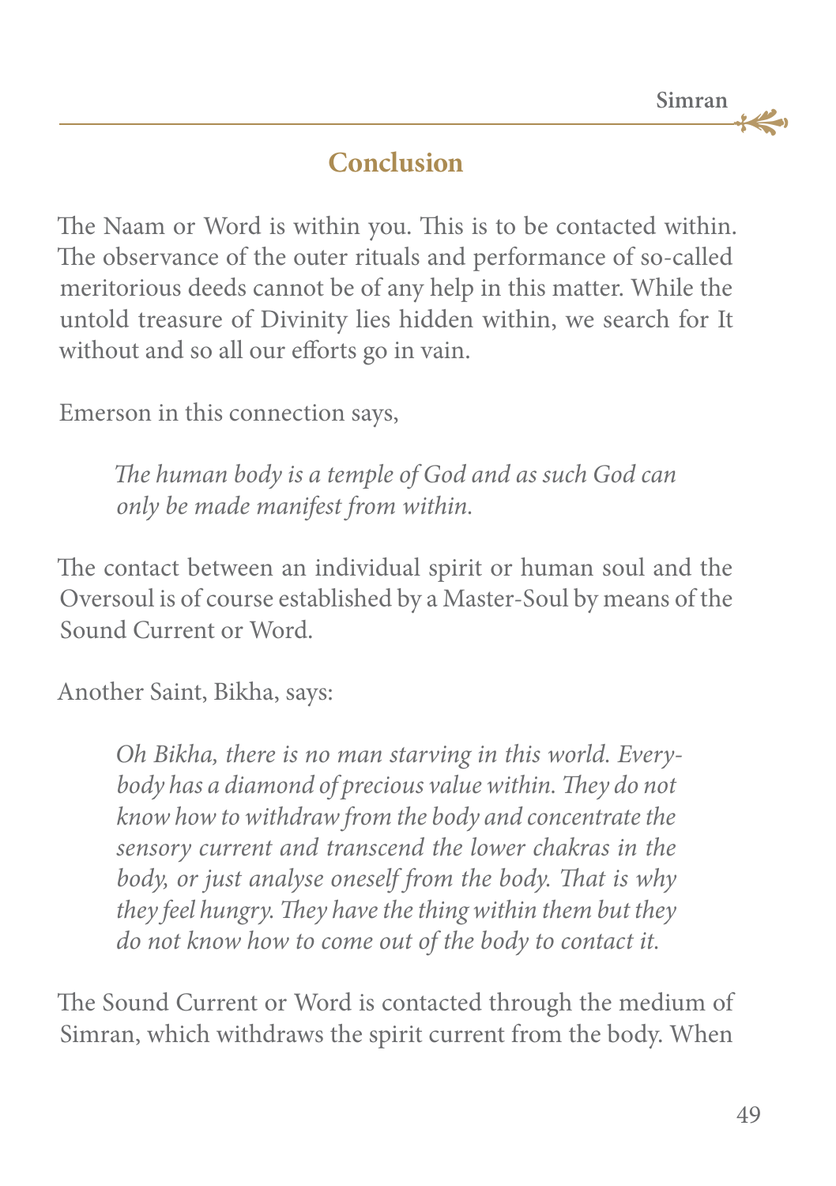## Conclusion

The Naam or Word is within you. This is to be contacted within. The observance of the outer rituals and performance of so-called meritorious deeds cannot be of any help in this matter. While the untold treasure of Divinity lies hidden within, we search for It without and so all our efforts go in vain.

Emerson in this connection says,

> *The human body is a temple of God and as such God can only be made manifest from within.*

The contact between an individual spirit or human soul and the Oversoul is of course established by a Master-Soul by means of the Sound Current or Word.

Another Saint, Bikha, says:

> *Oh Bikha, there is no man starving in this world. Everybody has a diamond of precious value within. They do not know how to withdraw from the body and concentrate the sensory current and transcend the lower chakras in the body, or just analyse oneself from the body. That is why they feel hungry. They have the thing within them but they do not know how to come out of the body to contact it.*

The Sound Current or Word is contacted through the medium of Simran, which withdraws the spirit current from the body. When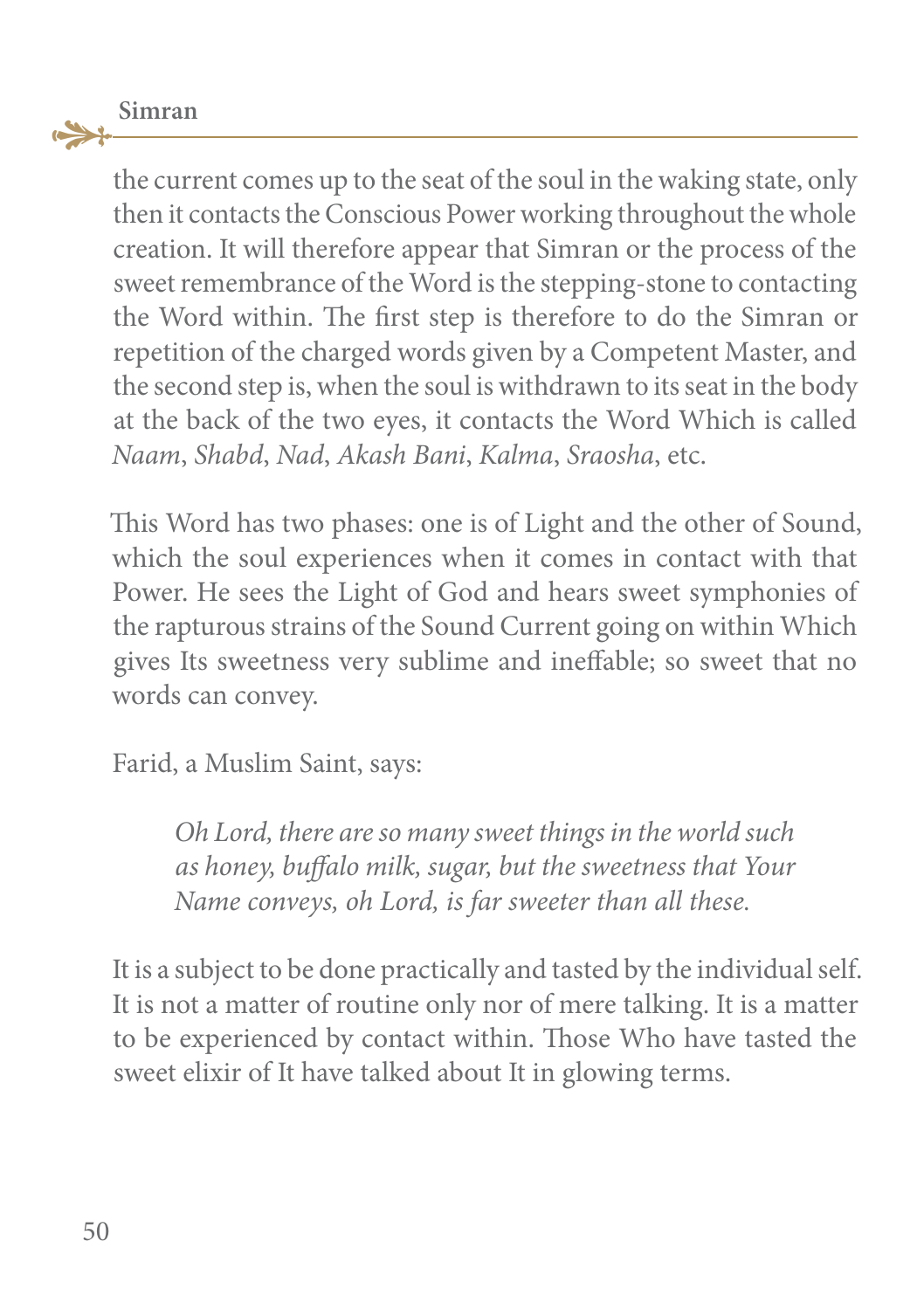the current comes up to the seat of the soul in the waking state, only then it contacts the Conscious Power working throughout the whole creation. It will therefore appear that Simran or the process of the sweet remembrance of the Word is the stepping-stone to contacting the Word within. The first step is therefore to do the Simran or repetition of the charged words given by a Competent Master, and the second step is, when the soul is withdrawn to its seat in the body at the back of the two eyes, it contacts the Word Which is called *Naam*, *Shabd*, *Nad*, *Akash Bani*, *Kalma*, *Sraosha*, etc.

This Word has two phases: one is of Light and the other of Sound, which the soul experiences when it comes in contact with that Power. He sees the Light of God and hears sweet symphonies of the rapturous strains of the Sound Current going on within Which gives Its sweetness very sublime and ineffable; so sweet that no words can convey.

Farid, a Muslim Saint, says:

> *Oh Lord, there are so many sweet things in the world such as honey, buffalo milk, sugar, but the sweetness that Your Name conveys, oh Lord, is far sweeter than all these.*

It is a subject to be done practically and tasted by the individual self. It is not a matter of routine only nor of mere talking. It is a matter to be experienced by contact within. Those Who have tasted the sweet elixir of It have talked about It in glowing terms.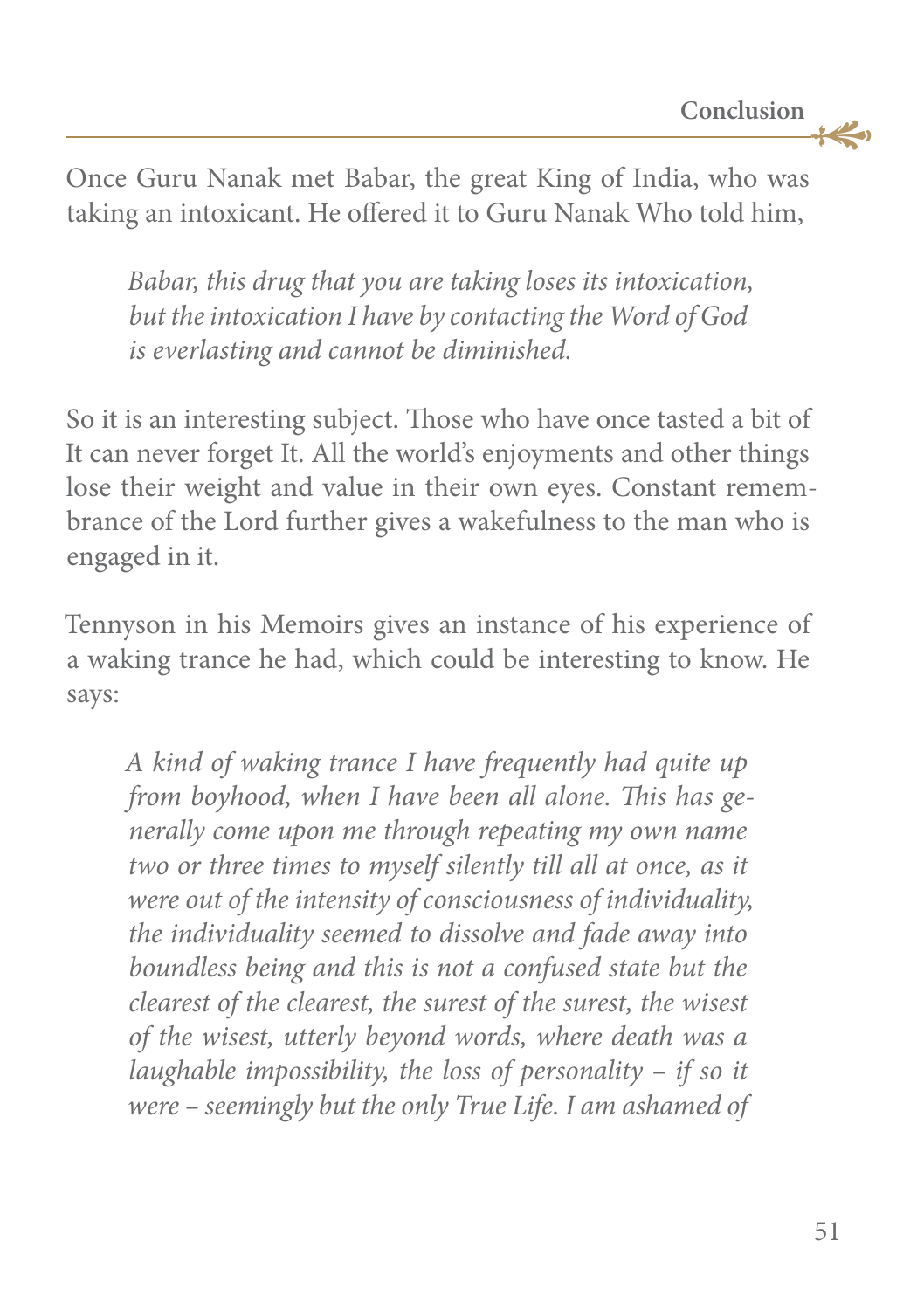Once Guru Nanak met Babar, the great King of India, who was taking an intoxicant. He offered it to Guru Nanak Who told him,

> *Babar, this drug that you are taking loses its intoxication, but the intoxication I have by contacting the Word of God is everlasting and cannot be diminished.*

So it is an interesting subject. Those who have once tasted a bit of It can never forget It. All the world's enjoyments and other things lose their weight and value in their own eyes. Constant remembrance of the Lord further gives a wakefulness to the man who is engaged in it.

Tennyson in his Memoirs gives an instance of his experience of a waking trance he had, which could be interesting to know. He says:

> *A kind of waking trance I have frequently had quite up from boyhood, when I have been all alone. This has generally come upon me through repeating my own name two or three times to myself silently till all at once, as it were out of the intensity of consciousness of individuality, the individuality seemed to dissolve and fade away into boundless being and this is not a confused state but the clearest of the clearest, the surest of the surest, the wisest of the wisest, utterly beyond words, where death was a laughable impossibility, the loss of personality – if so it were – seemingly but the only True Life. I am ashamed of*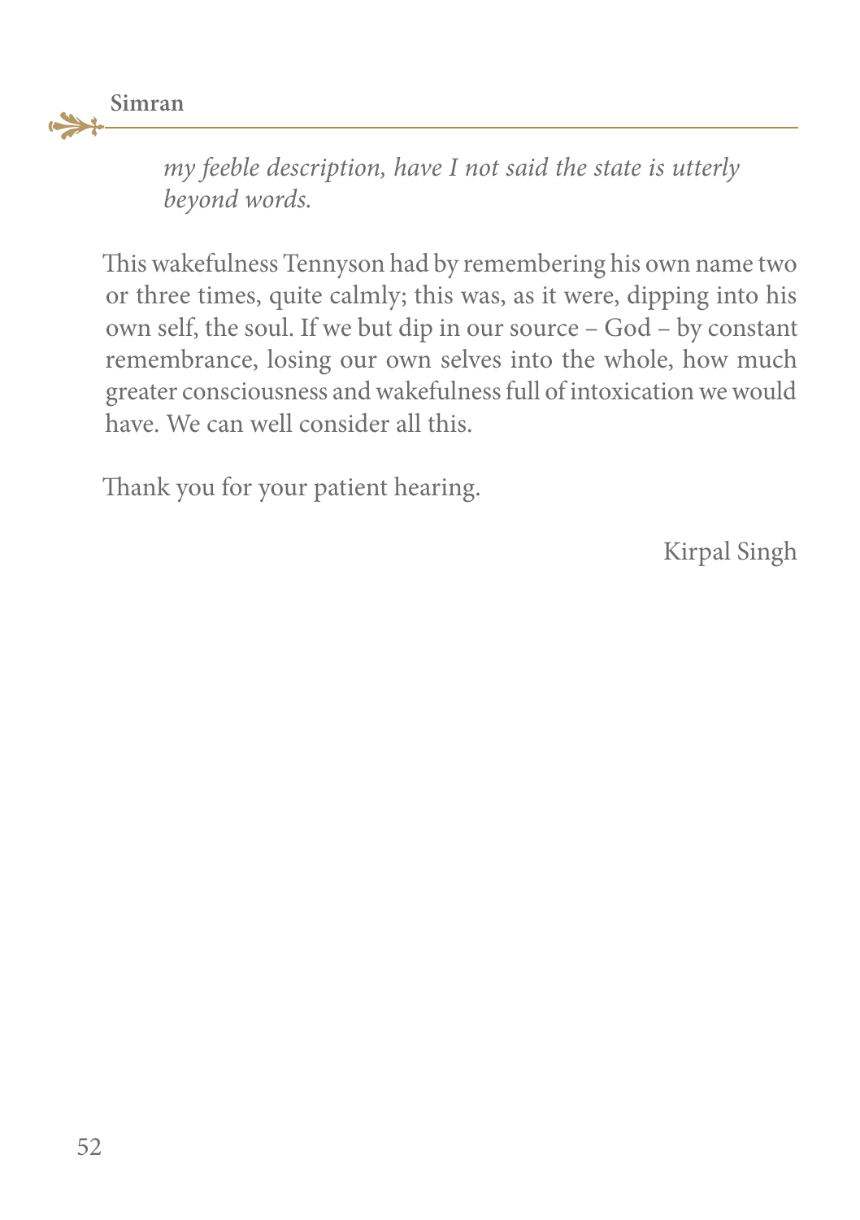*my feeble description, have I not said the state is utterly beyond words.*

This wakefulness Tennyson had by remembering his own name two or three times, quite calmly; this was, as it were, dipping into his own self, the soul. If we but dip in our source – God – by constant remembrance, losing our own selves into the whole, how much greater consciousness and wakefulness full of intoxication we would have. We can well consider all this.

Thank you for your patient hearing.

Kirpal Singh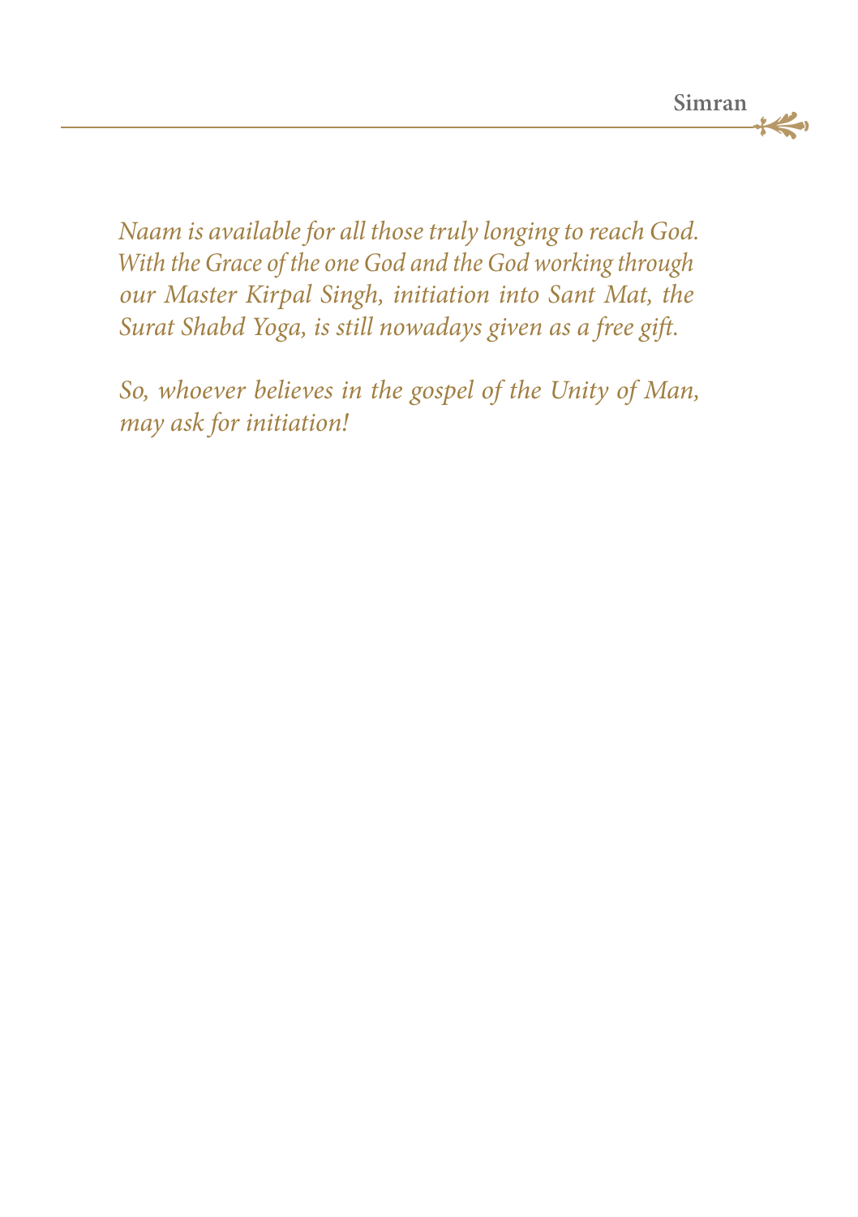*Naam is available for all those truly longing to reach God. With the Grace of the one God and the God working through our Master Kirpal Singh, initiation into Sant Mat, the Surat Shabd Yoga, is still nowadays given as a free gift.*

*So, whoever believes in the gospel of the Unity of Man, may ask for initiation!*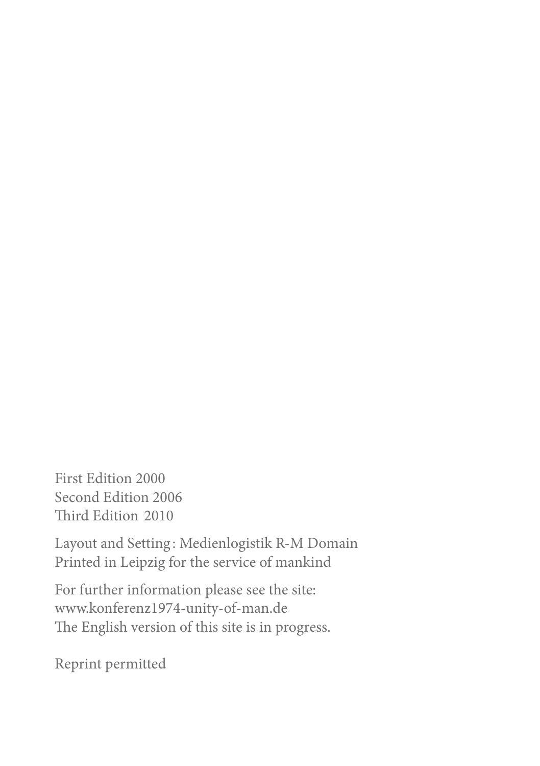First Edition 2000
Second Edition 2006
Third Edition 2010

Layout and Setting: Medienlogistik R-M Domain
Printed in Leipzig for the service of mankind

For further information please see the site:
www.konferenz1974-unity-of-man.de
The English version of this site is in progress.

Reprint permitted